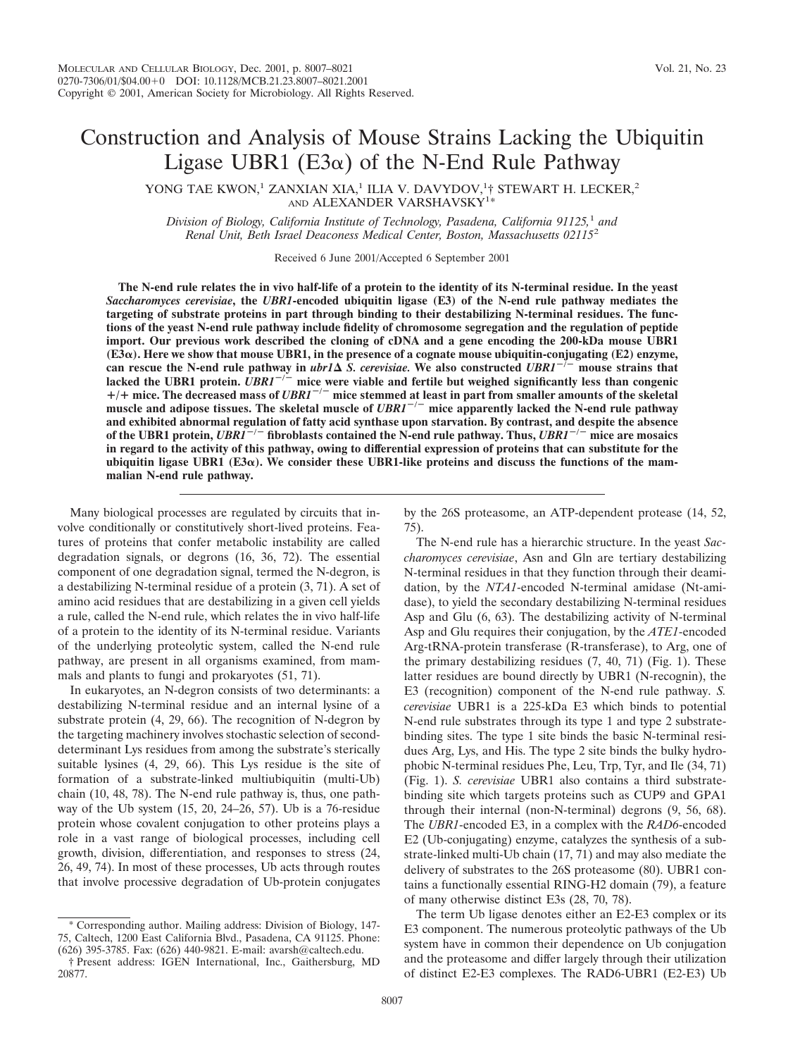# Construction and Analysis of Mouse Strains Lacking the Ubiquitin Ligase UBR1 (E3α) of the N-End Rule Pathway

YONG TAE KWON,[1] ZANXIAN XIA,[1] ILIA V. DAVYDOV,[1]† STEWART H. LECKER,[2] AND ALEXANDER VARSHAVSKY[1]*

*Division of Biology, California Institute of Technology, Pasadena, California 91125,[1] and Renal Unit, Beth Israel Deaconess Medical Center, Boston, Massachusetts 02115[2]*

Received 6 June 2001/Accepted 6 September 2001

**The N-end rule relates the in vivo half-life of a protein to the identity of its N-terminal residue. In the yeast *Saccharomyces cerevisiae*, the *UBR1*-encoded ubiquitin ligase (E3) of the N-end rule pathway mediates the targeting of substrate proteins in part through binding to their destabilizing N-terminal residues. The functions of the yeast N-end rule pathway include fidelity of chromosome segregation and the regulation of peptide import. Our previous work described the cloning of cDNA and a gene encoding the 200-kDa mouse UBR1 (E3α). Here we show that mouse UBR1, in the presence of a cognate mouse ubiquitin-conjugating (E2) enzyme, can rescue the N-end rule pathway in *ubr1*Δ *S. cerevisiae*. We also constructed *UBR1*$^{-/-}$ mouse strains that lacked the UBR1 protein. *UBR1*$^{-/-}$ mice were viable and fertile but weighed significantly less than congenic +/+ mice. The decreased mass of *UBR1*$^{-/-}$ mice stemmed at least in part from smaller amounts of the skeletal muscle and adipose tissues. The skeletal muscle of *UBR1*$^{-/-}$ mice apparently lacked the N-end rule pathway and exhibited abnormal regulation of fatty acid synthase upon starvation. By contrast, and despite the absence of the UBR1 protein, *UBR1*$^{-/-}$ fibroblasts contained the N-end rule pathway. Thus, *UBR1*$^{-/-}$ mice are mosaics in regard to the activity of this pathway, owing to differential expression of proteins that can substitute for the ubiquitin ligase UBR1 (E3α). We consider these UBR1-like proteins and discuss the functions of the mammalian N-end rule pathway.**

Many biological processes are regulated by circuits that involve conditionally or constitutively short-lived proteins. Features of proteins that confer metabolic instability are called degradation signals, or degrons (16, 36, 72). The essential component of one degradation signal, termed the N-degron, is a destabilizing N-terminal residue of a protein (3, 71). A set of amino acid residues that are destabilizing in a given cell yields a rule, called the N-end rule, which relates the in vivo half-life of a protein to the identity of its N-terminal residue. Variants of the underlying proteolytic system, called the N-end rule pathway, are present in all organisms examined, from mammals and plants to fungi and prokaryotes (51, 71).

In eukaryotes, an N-degron consists of two determinants: a destabilizing N-terminal residue and an internal lysine of a substrate protein (4, 29, 66). The recognition of N-degron by the targeting machinery involves stochastic selection of second-determinant Lys residues from among the substrate's sterically suitable lysines (4, 29, 66). This Lys residue is the site of formation of a substrate-linked multiubiquitin (multi-Ub) chain (10, 48, 78). The N-end rule pathway is, thus, one pathway of the Ub system (15, 20, 24–26, 57). Ub is a 76-residue protein whose covalent conjugation to other proteins plays a role in a vast range of biological processes, including cell growth, division, differentiation, and responses to stress (24, 26, 49, 74). In most of these processes, Ub acts through routes that involve processive degradation of Ub-protein conjugates by the 26S proteasome, an ATP-dependent protease (14, 52, 75).

The N-end rule has a hierarchic structure. In the yeast *Saccharomyces cerevisiae*, Asn and Gln are tertiary destabilizing N-terminal residues in that they function through their deamidation, by the *NTA1*-encoded N-terminal amidase (Nt-amidase), to yield the secondary destabilizing N-terminal residues Asp and Glu (6, 63). The destabilizing activity of N-terminal Asp and Glu requires their conjugation, by the *ATE1*-encoded Arg-tRNA-protein transferase (R-transferase), to Arg, one of the primary destabilizing residues (7, 40, 71) (Fig. 1). These latter residues are bound directly by UBR1 (N-recognin), the E3 (recognition) component of the N-end rule pathway. *S. cerevisiae* UBR1 is a 225-kDa E3 which binds to potential N-end rule substrates through its type 1 and type 2 substrate-binding sites. The type 1 site binds the basic N-terminal residues Arg, Lys, and His. The type 2 site binds the bulky hydrophobic N-terminal residues Phe, Leu, Trp, Tyr, and Ile (34, 71) (Fig. 1). *S. cerevisiae* UBR1 also contains a third substrate-binding site which targets proteins such as CUP9 and GPA1 through their internal (non-N-terminal) degrons (9, 56, 68). The *UBR1*-encoded E3, in a complex with the *RAD6*-encoded E2 (Ub-conjugating) enzyme, catalyzes the synthesis of a substrate-linked multi-Ub chain (17, 71) and may also mediate the delivery of substrates to the 26S proteasome (80). UBR1 contains a functionally essential RING-H2 domain (79), a feature of many otherwise distinct E3s (28, 70, 78).

The term Ub ligase denotes either an E2-E3 complex or its E3 component. The numerous proteolytic pathways of the Ub system have in common their dependence on Ub conjugation and the proteasome and differ largely through their utilization of distinct E2-E3 complexes. The RAD6-UBR1 (E2-E3) Ub

\* Corresponding author. Mailing address: Division of Biology, 147-75, Caltech, 1200 East California Blvd., Pasadena, CA 91125. Phone: (626) 395-3785. Fax: (626) 440-9821. E-mail: avarsh@caltech.edu.

† Present address: IGEN International, Inc., Gaithersburg, MD 20877.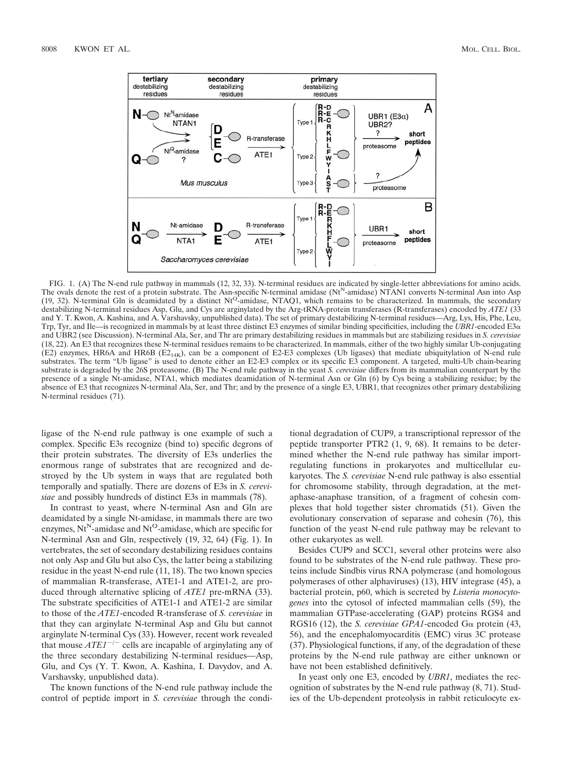FIG. 1. (A) The N-end rule pathway in mammals (12, 32, 33). N-terminal residues are indicated by single-letter abbreviations for amino acids. The ovals denote the rest of a protein substrate. The Asn-specific N-terminal amidase ($Nt^N$-amidase) NTAN1 converts N-terminal Asn into Asp (19, 32). N-terminal Gln is deamidated by a distinct $Nt^Q$-amidase, NTAQ1, which remains to be characterized. In mammals, the secondary destabilizing N-terminal residues Asp, Glu, and Cys are arginylated by the Arg-tRNA-protein transferases (R-transferases) encoded by *ATE1* (33 and Y. T. Kwon, A. Kashina, and A. Varshavsky, unpublished data). The set of primary destabilizing N-terminal residues—Arg, Lys, His, Phe, Leu, Trp, Tyr, and Ile—is recognized in mammals by at least three distinct E3 enzymes of similar binding specificities, including the *UBR1*-encoded E3α and UBR2 (see Discussion). N-terminal Ala, Ser, and Thr are primary destabilizing residues in mammals but are stabilizing residues in *S. cerevisiae* (18, 22). An E3 that recognizes these N-terminal residues remains to be characterized. In mammals, either of the two highly similar Ub-conjugating (E2) enzymes, HR6A and HR6B ($E2_{14K}$), can be a component of E2-E3 complexes (Ub ligases) that mediate ubiquitylation of N-end rule substrates. The term "Ub ligase" is used to denote either an E2-E3 complex or its specific E3 component. A targeted, multi-Ub chain-bearing substrate is degraded by the 26S proteasome. (B) The N-end rule pathway in the yeast *S. cerevisiae* differs from its mammalian counterpart by the presence of a single Nt-amidase, NTA1, which mediates deamidation of N-terminal Asn or Gln (6) by Cys being a stabilizing residue; by the absence of E3 that recognizes N-terminal Ala, Ser, and Thr; and by the presence of a single E3, UBR1, that recognizes other primary destabilizing N-terminal residues (71).

ligase of the N-end rule pathway is one example of such a complex. Specific E3s recognize (bind to) specific degrons of their protein substrates. The diversity of E3s underlies the enormous range of substrates that are recognized and destroyed by the Ub system in ways that are regulated both temporally and spatially. There are dozens of E3s in *S. cerevisiae* and possibly hundreds of distinct E3s in mammals (78).

In contrast to yeast, where N-terminal Asn and Gln are deamidated by a single Nt-amidase, in mammals there are two enzymes, $Nt^N$-amidase and $Nt^Q$-amidase, which are specific for N-terminal Asn and Gln, respectively (19, 32, 64) (Fig. 1). In vertebrates, the set of secondary destabilizing residues contains not only Asp and Glu but also Cys, the latter being a stabilizing residue in the yeast N-end rule (11, 18). The two known species of mammalian R-transferase, ATE1-1 and ATE1-2, are produced through alternative splicing of *ATE1* pre-mRNA (33). The substrate specificities of ATE1-1 and ATE1-2 are similar to those of the *ATE1*-encoded R-transferase of *S. cerevisiae* in that they can arginylate N-terminal Asp and Glu but cannot arginylate N-terminal Cys (33). However, recent work revealed that mouse $ATE1^{-/-}$ cells are incapable of arginylating any of the three secondary destabilizing N-terminal residues—Asp, Glu, and Cys (Y. T. Kwon, A. Kashina, I. Davydov, and A. Varshavsky, unpublished data).

The known functions of the N-end rule pathway include the control of peptide import in *S. cerevisiae* through the conditional degradation of CUP9, a transcriptional repressor of the peptide transporter PTR2 (1, 9, 68). It remains to be determined whether the N-end rule pathway has similar import-regulating functions in prokaryotes and multicellular eukaryotes. The *S. cerevisiae* N-end rule pathway is also essential for chromosome stability, through degradation, at the metaphase-anaphase transition, of a fragment of cohesin complexes that hold together sister chromatids (51). Given the evolutionary conservation of separase and cohesin (76), this function of the yeast N-end rule pathway may be relevant to other eukaryotes as well.

Besides CUP9 and SCC1, several other proteins were also found to be substrates of the N-end rule pathway. These proteins include Sindbis virus RNA polymerase (and homologous polymerases of other alphaviruses) (13), HIV integrase (45), a bacterial protein, p60, which is secreted by *Listeria monocytogenes* into the cytosol of infected mammalian cells (59), the mammalian GTPase-accelerating (GAP) proteins RGS4 and RGS16 (12), the *S. cerevisiae GPA1*-encoded Gα protein (43, 56), and the encephalomyocarditis (EMC) virus 3C protease (37). Physiological functions, if any, of the degradation of these proteins by the N-end rule pathway are either unknown or have not been established definitively.

In yeast only one E3, encoded by *UBR1*, mediates the recognition of substrates by the N-end rule pathway (8, 71). Studies of the Ub-dependent proteolysis in rabbit reticulocyte ex-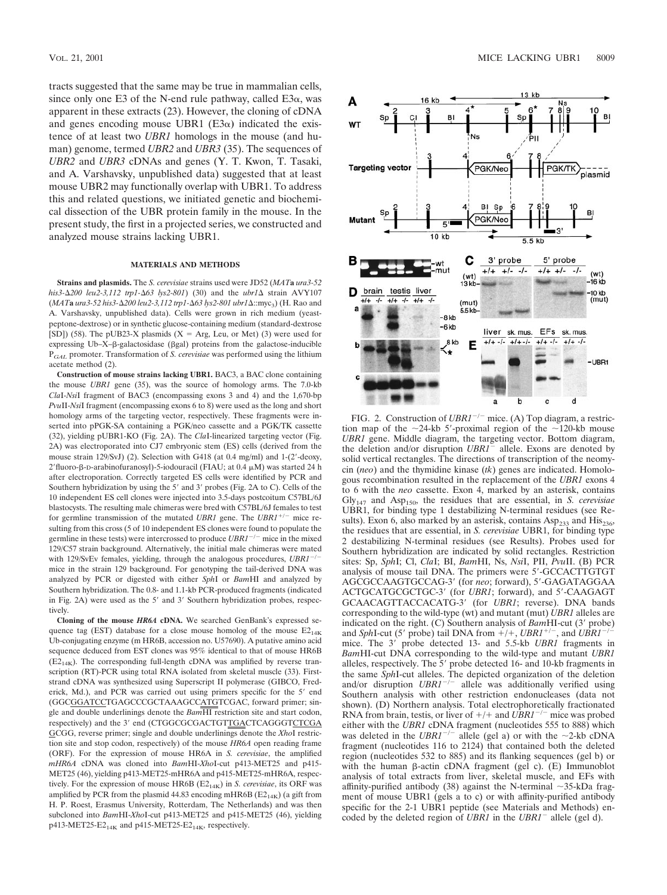tracts suggested that the same may be true in mammalian cells, since only one E3 of the N-end rule pathway, called E3α, was apparent in these extracts (23). However, the cloning of cDNA and genes encoding mouse UBR1 (E3α) indicated the existence of at least two *UBR1* homologs in the mouse (and human) genome, termed *UBR2* and *UBR3* (35). The sequences of *UBR2* and *UBR3* cDNAs and genes (Y. T. Kwon, T. Tasaki, and A. Varshavsky, unpublished data) suggested that at least mouse UBR2 may functionally overlap with UBR1. To address this and related questions, we initiated genetic and biochemical dissection of the UBR protein family in the mouse. In the present study, the first in a projected series, we constructed and analyzed mouse strains lacking UBR1.

## MATERIALS AND METHODS

**Strains and plasmids.** The *S. cerevisiae* strains used were JD52 (*MAT***a** *ura3-52 his3-Δ200 leu2-3,112 trp1-Δ63 lys2-801*) (30) and the *ubr1Δ* strain AVY107 (*MAT***a** *ura3-52 his3-Δ200 leu2-3,112 trp1-Δ63 lys2-801 ubr1Δ*::myc$_3$) (H. Rao and A. Varshavsky, unpublished data). Cells were grown in rich medium (yeast-peptone-dextrose) or in synthetic glucose-containing medium (standard-dextrose [SD]) (58). The pUB23-X plasmids (X = Arg, Leu, or Met) (3) were used for expressing Ub–X–β-galactosidase (βgal) proteins from the galactose-inducible $P_{GAL}$ promoter. Transformation of *S. cerevisiae* was performed using the lithium acetate method (2).

**Construction of mouse strains lacking UBR1.** BAC3, a BAC clone containing the mouse *UBR1* gene (35), was the source of homology arms. The 7.0-kb *Cla*I-*Nsi*I fragment of BAC3 (encompassing exons 3 and 4) and the 1,670-bp *Pvu*II-*Nsi*I fragment (encompassing exons 6 to 8) were used as the long and short homology arms of the targeting vector, respectively. These fragments were inserted into pPGK-SA containing a PGK/neo cassette and a PGK/TK cassette (32), yielding pUBR1-KO (Fig. 2A). The *Cla*I-linearized targeting vector (Fig. 2A) was electroporated into CJ7 embryonic stem (ES) cells (derived from the mouse strain 129/SvJ) (2). Selection with G418 (at 0.4 mg/ml) and 1-(2′-deoxy, 2′fluoro-β-D-arabinofuranosyl)-5-iodouracil (FIAU; at 0.4 μM) was started 24 h after electroporation. Correctly targeted ES cells were identified by PCR and Southern hybridization by using the 5′ and 3′ probes (Fig. 2A to C). Cells of the 10 independent ES cell clones were injected into 3.5-days postcoitum C57BL/6J blastocysts. The resulting male chimeras were bred with C57BL/6J females to test for germline transmission of the mutated *UBR1* gene. The *UBR1*$^{+/-}$ mice resulting from this cross (5 of 10 independent ES clones were found to populate the germline in these tests) were intercrossed to produce *UBR1*$^{-/-}$ mice in the mixed 129/C57 strain background. Alternatively, the initial male chimeras were mated with 129/SvEv females, yielding, through the analogous procedures, *UBR1*$^{-/-}$ mice in the strain 129 background. For genotyping the tail-derived DNA was analyzed by PCR or digested with either *Sph*I or *Bam*HI and analyzed by Southern hybridization. The 0.8- and 1.1-kb PCR-produced fragments (indicated in Fig. 2A) were used as the 5′ and 3′ Southern hybridization probes, respectively.

**Cloning of the mouse *HR6A* cDNA.** We searched GenBank's expressed sequence tag (EST) database for a close mouse homolog of the mouse $E2_{14K}$ Ub-conjugating enzyme (m HR6B, accession no. U57690). A putative amino acid sequence deduced from EST clones was 95% identical to that of mouse HR6B ($E2_{14K}$). The corresponding full-length cDNA was amplified by reverse transcription (RT)-PCR using total RNA isolated from skeletal muscle (33). First-strand cDNA was synthesized using Superscript II polymerase (GIBCO, Frederick, Md.), and PCR was carried out using primers specific for the 5′ end (GGCGGATCCTGAGCCCGCTAAAGCCATGTCGAC, forward primer; single and double underlinings denote the *Bam*HI restriction site and start codon, respectively) and the 3′ end (CTGGCGCGACTGTTGACTCAGGGTCTCGAGCGG, reverse primer; single and double underlinings denote the *Xho*I restriction site and stop codon, respectively) of the mouse *HR6A* open reading frame (ORF). For the expression of mouse HR6A in *S. cerevisiae*, the amplified *mHR6A* cDNA was cloned into *Bam*HI-*Xho*I-cut p413-MET25 and p415-MET25 (46), yielding p413-MET25-mHR6A and p415-MET25-mHR6A, respectively. For the expression of mouse HR6B ($E2_{14K}$) in *S. cerevisiae*, its ORF was amplified by PCR from the plasmid 44.83 encoding mHR6B ($E2_{14K}$) (a gift from H. P. Roest, Erasmus University, Rotterdam, The Netherlands) and was then subcloned into *Bam*HI-*Xho*I-cut p413-MET25 and p415-MET25 (46), yielding p413-MET25-$E2_{14K}$ and p415-MET25-$E2_{14K}$, respectively.

FIG. 2. Construction of *UBR1*$^{-/-}$ mice. (A) Top diagram, a restriction map of the ~24-kb 5′-proximal region of the ~120-kb mouse *UBR1* gene. Middle diagram, the targeting vector. Bottom diagram, the deletion and/or disruption *UBR1*$^{-}$ allele. Exons are denoted by solid vertical rectangles. The directions of transcription of the neomycin (*neo*) and the thymidine kinase (*tk*) genes are indicated. Homologous recombination resulted in the replacement of the *UBR1* exons 4 to 6 with the *neo* cassette. Exon 4, marked by an asterisk, contains $Gly_{147}$ and $Asp_{150}$, the residues that are essential, in *S. cerevisiae* UBR1, for binding type 1 destabilizing N-terminal residues (see Results). Exon 6, also marked by an asterisk, contains $Asp_{233}$ and $His_{236}$, the residues that are essential, in *S. cerevisiae* UBR1, for binding type 2 destabilizing N-terminal residues (see Results). Probes used for Southern hybridization are indicated by solid rectangles. Restriction sites: Sp, *Sph*I; Cl, *Cla*I; BI, *Bam*HI, Ns, *Nsi*I, PII, *Pvu*II. (B) PCR analysis of mouse tail DNA. The primers were 5′-GCCACTTGTGTAGCGCCAAGTGCCAG-3′ (for *neo*; forward), 5′-GAGATAGGAAACTGCATGCGCTGC-3′ (for *UBR1*; forward), and 5′-CAAGAGTGCAACAGTTACCACATG-3′ (for *UBR1*; reverse). DNA bands corresponding to the wild-type (wt) and mutant (mut) *UBR1* alleles are indicated on the right. (C) Southern analysis of *Bam*HI-cut (3′ probe) and *Sph*I-cut (5′ probe) tail DNA from +/+, *UBR1*$^{+/-}$, and *UBR1*$^{-/-}$ mice. The 3′ probe detected 13- and 5.5-kb *UBR1* fragments in *Bam*HI-cut DNA corresponding to the wild-type and mutant *UBR1* alleles, respectively. The 5′ probe detected 16- and 10-kb fragments in the same *Sph*I-cut alleles. The depicted organization of the deletion and/or disruption *UBR1*$^{-/-}$ allele was additionally verified using Southern analysis with other restriction endonucleases (data not shown). (D) Northern analysis. Total electrophoretically fractionated RNA from brain, testis, or liver of +/+ and *UBR1*$^{-/-}$ mice was probed either with the *UBR1* cDNA fragment (nucleotides 555 to 888) which was deleted in the *UBR1*$^{-/-}$ allele (gel a) or with the ~2-kb cDNA fragment (nucleotides 116 to 2124) that contained both the deleted region (nucleotides 532 to 885) and its flanking sequences (gel b) or with the human β-actin cDNA fragment (gel c). (E) Immunoblot analysis of total extracts from liver, skeletal muscle, and EFs with affinity-purified antibody (38) against the N-terminal ~35-kDa fragment of mouse UBR1 (gels a to c) or with affinity-purified antibody specific for the 2-1 UBR1 peptide (see Materials and Methods) encoded by the deleted region of *UBR1* in the *UBR1*$^{-}$ allele (gel d).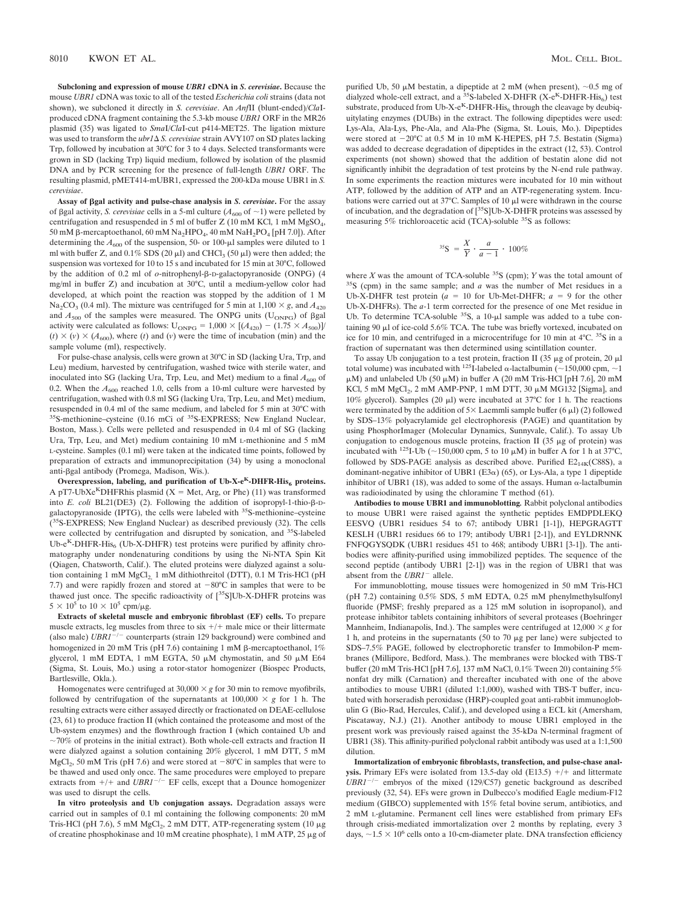**Subcloning and expression of mouse *UBR1* cDNA in *S. cerevisiae*.** Because the mouse *UBR1* cDNA was toxic to all of the tested *Escherichia coli* strains (data not shown), we subcloned it directly in *S. cerevisiae*. An *Anf*II (blunt-ended)/*Cla*I-produced cDNA fragment containing the 5.3-kb mouse *UBR1* ORF in the MR26 plasmid (35) was ligated to *Sma*I/*Cla*I-cut p414-MET25. The ligation mixture was used to transform the *ubr1*Δ *S. cerevisiae* strain AVY107 on SD plates lacking Trp, followed by incubation at 30°C for 3 to 4 days. Selected transformants were grown in SD (lacking Trp) liquid medium, followed by isolation of the plasmid DNA and by PCR screening for the presence of full-length *UBR1* ORF. The resulting plasmid, pMET414-mUBR1, expressed the 200-kDa mouse UBR1 in *S. cerevisiae*.

**Assay of βgal activity and pulse-chase analysis in *S. cerevisiae*.** For the assay of βgal activity, *S. cerevisiae* cells in a 5-ml culture ($A_{600}$ of ~1) were pelleted by centrifugation and resuspended in 5 ml of buffer Z (10 mM KCl, 1 mM $MgSO_4$, 50 mM β-mercaptoethanol, 60 mM $Na_2HPO_4$, 40 mM $NaH_2PO_4$ [pH 7.0]). After determining the $A_{600}$ of the suspension, 50- or 100-μl samples were diluted to 1 ml with buffer Z, and 0.1% SDS (20 μl) and $CHCl_3$ (50 μl) were then added; the suspension was vortexed for 10 to 15 s and incubated for 15 min at 30°C, followed by the addition of 0.2 ml of *o*-nitrophenyl-β-D-galactopyranoside (ONPG) (4 mg/ml in buffer Z) and incubation at 30°C, until a medium-yellow color had developed, at which point the reaction was stopped by the addition of 1 M $Na_2CO_3$ (0.4 ml). The mixture was centrifuged for 5 min at 1,100 × *g*, and $A_{420}$ and $A_{500}$ of the samples were measured. The ONPG units ($U_{ONPG}$) of βgal activity were calculated as follows: $U_{ONPG} = 1{,}000 \times [(A_{420}) - (1.75 \times A_{500})]/(t) \times (v) \times (A_{600})$, where (*t*) and (*v*) were the time of incubation (min) and the sample volume (ml), respectively.

For pulse-chase analysis, cells were grown at 30°C in SD (lacking Ura, Trp, and Leu) medium, harvested by centrifugation, washed twice with sterile water, and inoculated into SG (lacking Ura, Trp, Leu, and Met) medium to a final $A_{600}$ of 0.2. When the $A_{600}$ reached 1.0, cells from a 10-ml culture were harvested by centrifugation, washed with 0.8 ml SG (lacking Ura, Trp, Leu, and Met) medium, resuspended in 0.4 ml of the same medium, and labeled for 5 min at 30°C with $^{35}$S-methionine–cysteine (0.16 mCi of $^{35}$S-EXPRESS; New England Nuclear, Boston, Mass.). Cells were pelleted and resuspended in 0.4 ml of SG (lacking Ura, Trp, Leu, and Met) medium containing 10 mM L-methionine and 5 mM L-cysteine. Samples (0.1 ml) were taken at the indicated time points, followed by preparation of extracts and immunoprecipitation (34) by using a monoclonal anti-βgal antibody (Promega, Madison, Wis.).

**Overexpression, labeling, and purification of Ub-X-e$^K$-DHFR-His$_6$ proteins.** A pT7-UbXe$^K$DHFRhis plasmid (X = Met, Arg, or Phe) (11) was transformed into *E. coli* BL21(DE3) (2). Following the addition of isopropyl-1-thio-β-D-galactopyranoside (IPTG), the cells were labeled with $^{35}$S-methionine–cysteine ($^{35}$S-EXPRESS; New England Nuclear) as described previously (32). The cells were collected by centrifugation and disrupted by sonication, and $^{35}$S-labeled Ub-e$^K$-DHFR-His$_6$ (Ub-X-DHFR) test proteins were purified by affinity chromatography under nondenaturing conditions by using the Ni-NTA Spin Kit (Qiagen, Chatsworth, Calif.). The eluted proteins were dialyzed against a solution containing 1 mM $MgCl_2$, 1 mM dithiothreitol (DTT), 0.1 M Tris-HCl (pH 7.7) and were rapidly frozen and stored at −80°C in samples that were to be thawed just once. The specific radioactivity of [$^{35}$S]Ub-X-DHFR proteins was $5 \times 10^5$ to $10 \times 10^5$ cpm/μg.

**Extracts of skeletal muscle and embryonic fibroblast (EF) cells.** To prepare muscle extracts, leg muscles from three to six +/+ male mice or their littermate (also male) $UBR1^{-/-}$ counterparts (strain 129 background) were combined and homogenized in 20 mM Tris (pH 7.6) containing 1 mM β-mercaptoethanol, 1% glycerol, 1 mM EDTA, 1 mM EGTA, 50 μM chymostatin, and 50 μM E64 (Sigma, St. Louis, Mo.) using a rotor-stator homogenizer (Biospec Products, Bartlesville, Okla.).

Homogenates were centrifuged at 30,000 × *g* for 30 min to remove myofibrils, followed by centrifugation of the supernatants at 100,000 × *g* for 1 h. The resulting extracts were either assayed directly or fractionated on DEAE-cellulose (23, 61) to produce fraction II (which contained the proteasome and most of the Ub-system enzymes) and the flowthrough fraction I (which contained Ub and ~70% of proteins in the initial extract). Both whole-cell extracts and fraction II were dialyzed against a solution containing 20% glycerol, 1 mM DTT, 5 mM $MgCl_2$, 50 mM Tris (pH 7.6) and were stored at −80°C in samples that were to be thawed and used only once. The same procedures were employed to prepare extracts from +/+ and $UBR1^{-/-}$ EF cells, except that a Dounce homogenizer was used to disrupt the cells.

**In vitro proteolysis and Ub conjugation assays.** Degradation assays were carried out in samples of 0.1 ml containing the following components: 20 mM Tris-HCl (pH 7.6), 5 mM $MgCl_2$, 2 mM DTT, ATP-regenerating system (10 μg of creatine phosphokinase and 10 mM creatine phosphate), 1 mM ATP, 25 μg of purified Ub, 50 μM bestatin, a dipeptide at 2 mM (when present), ~0.5 mg of dialyzed whole-cell extract, and a $^{35}$S-labeled X-DHFR (X-e$^K$-DHFR-His$_6$) test substrate, produced from Ub-X-e$^K$-DHFR-His$_6$ through the cleavage by deubiquitylating enzymes (DUBs) in the extract. The following dipeptides were used: Lys-Ala, Ala-Lys, Phe-Ala, and Ala-Phe (Sigma, St. Louis, Mo.). Dipeptides were stored at −20°C at 0.5 M in 10 mM K-HEPES, pH 7.5. Bestatin (Sigma) was added to decrease degradation of dipeptides in the extract (12, 53). Control experiments (not shown) showed that the addition of bestatin alone did not significantly inhibit the degradation of test proteins by the N-end rule pathway. In some experiments the reaction mixtures were incubated for 10 min without ATP, followed by the addition of ATP and an ATP-regenerating system. Incubations were carried out at 37°C. Samples of 10 μl were withdrawn in the course of incubation, and the degradation of [$^{35}$S]Ub-X-DHFR proteins was assessed by measuring 5% trichloroacetic acid (TCA)-soluble $^{35}$S as follows:

$$^{35}S = \frac{X}{Y} \cdot \frac{a}{a-1} \cdot 100\%$$

where *X* was the amount of TCA-soluble $^{35}$S (cpm); *Y* was the total amount of $^{35}$S (cpm) in the same sample; and *a* was the number of Met residues in a Ub-X-DHFR test protein ($a = 10$ for Ub-Met-DHFR; $a = 9$ for the other Ub-X-DHFRs). The *a*-1 term corrected for the presence of one Met residue in Ub. To determine TCA-soluble $^{35}$S, a 10-μl sample was added to a tube containing 90 μl of ice-cold 5.6% TCA. The tube was briefly vortexed, incubated on ice for 10 min, and centrifuged in a microcentrifuge for 10 min at 4°C. $^{35}$S in a fraction of supernatant was then determined using scintillation counter.

To assay Ub conjugation to a test protein, fraction II (35 μg of protein, 20 μl total volume) was incubated with $^{125}$I-labeled α-lactalbumin (~150,000 cpm, ~1 μM) and unlabeled Ub (50 μM) in buffer A (20 mM Tris-HCl [pH 7.6], 20 mM KCl, 5 mM $MgCl_2$, 2 mM AMP-PNP, 1 mM DTT, 30 μM MG132 [Sigma], and 10% glycerol). Samples (20 μl) were incubated at 37°C for 1 h. The reactions were terminated by the addition of 5× Laemmli sample buffer (6 μl) (2) followed by SDS–15% polyacrylamide gel electrophoresis (PAGE) and quantitation by using PhosphorImager (Molecular Dynamics, Sunnyvale, Calif.). To assay Ub conjugation to endogenous muscle proteins, fraction II (35 μg of protein) was incubated with $^{125}$I-Ub (~150,000 cpm, 5 to 10 μM) in buffer A for 1 h at 37°C, followed by SDS-PAGE analysis as described above. Purified E2$_{14K}$(C88S), a dominant-negative inhibitor of UBR1 (E3α) (65), or Lys-Ala, a type 1 dipeptide inhibitor of UBR1 (18), was added to some of the assays. Human α-lactalbumin was radioiodinated by using the chloramine T method (61).

**Antibodies to mouse UBR1 and immunoblotting.** Rabbit polyclonal antibodies to mouse UBR1 were raised against the synthetic peptides EMDPDLEKQ EESVQ (UBR1 residues 54 to 67; antibody UBR1 [1-1]), HEPGRAGTT KESLH (UBR1 residues 66 to 179; antibody UBR1 [2-1]), and EYLDRNNK FNFQGYSQDK (UBR1 residues 451 to 468; antibody UBR1 [3-1]). The antibodies were affinity-purified using immobilized peptides. The sequence of the second peptide (antibody UBR1 [2-1]) was in the region of UBR1 that was absent from the $UBR1^-$ allele.

For immunoblotting, mouse tissues were homogenized in 50 mM Tris-HCl (pH 7.2) containing 0.5% SDS, 5 mM EDTA, 0.25 mM phenylmethylsulfonyl fluoride (PMSF; freshly prepared as a 125 mM solution in isopropanol), and protease inhibitor tablets containing inhibitors of several proteases (Boehringer Mannheim, Indianapolis, Ind.). The samples were centrifuged at 12,000 × *g* for 1 h, and proteins in the supernatants (50 to 70 μg per lane) were subjected to SDS–7.5% PAGE, followed by electrophoretic transfer to Immobilon-P membranes (Millipore, Bedford, Mass.). The membranes were blocked with TBS-T buffer (20 mM Tris-HCl [pH 7.6], 137 mM NaCl, 0.1% Tween 20) containing 5% nonfat dry milk (Carnation) and thereafter incubated with one of the above antibodies to mouse UBR1 (diluted 1:1,000), washed with TBS-T buffer, incubated with horseradish peroxidase (HRP)-coupled goat anti-rabbit immunoglobulin G (Bio-Rad, Hercules, Calif.), and developed using a ECL kit (Amersham, Piscataway, N.J.) (21). Another antibody to mouse UBR1 employed in the present work was previously raised against the 35-kDa N-terminal fragment of UBR1 (38). This affinity-purified polyclonal rabbit antibody was used at a 1:1,500 dilution.

**Immortalization of embryonic fibroblasts, transfection, and pulse-chase analysis.** Primary EFs were isolated from 13.5-day old (E13.5) +/+ and littermate $UBR1^{-/-}$ embryos of the mixed (129/C57) genetic background as described previously (32, 54). EFs were grown in Dulbecco's modified Eagle medium-F12 medium (GIBCO) supplemented with 15% fetal bovine serum, antibiotics, and 2 mM L-glutamine. Permanent cell lines were established from primary EFs through crisis-mediated immortalization over 2 months by replating, every 3 days, ~$1.5 \times 10^6$ cells onto a 10-cm-diameter plate. DNA transfection efficiency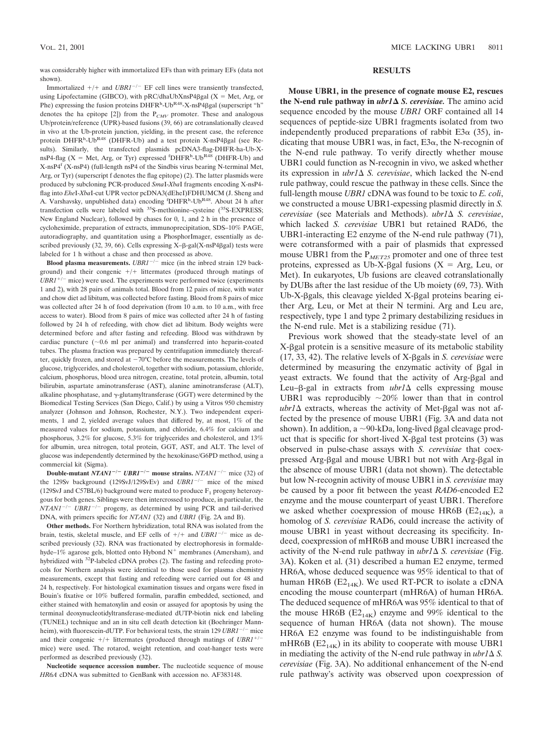was considerably higher with immortalized EFs than with primary EFs (data not shown).

Immortalized +/+ and $UBR1^{-/-}$ EF cell lines were transiently transfected, using Lipofectamine (GIBCO), with pRC/dhaUbXnsP4βgal (X = Met, Arg, or Phe) expressing the fusion proteins DHFR$^h$-Ub$^{R48}$-X-nsP4βgal (superscript "h" denotes the ha epitope [2]) from the $P_{CMV}$ promoter. These and analogous Ub/protein/reference (UPR)-based fusions (39, 66) are cotranslationally cleaved in vivo at the Ub-protein junction, yielding, in the present case, the reference protein DHFR$^h$-Ub$^{R48}$ (DHFR-Ub) and a test protein X-nsP4βgal (see Results). Similarly, the transfected plasmids pcDNA3-flag-DHFR-ha-Ub-X-nsP4-flag (X = Met, Arg, or Tyr) expressed $^f$DHFR$^h$-Ub$^{R48}$ (DHFR-Ub) and X-nsP4$^f$ (X-nsP4) (full-length nsP4 of the Sindbis virus bearing N-terminal Met, Arg, or Tyr) (superscript f denotes the flag epitope) (2). The latter plasmids were produced by subcloning PCR-produced *Sma*I-*Xba*I fragments encoding X-nsP4-flag into *Ehe*I-*Xba*I-cut UPR vector pcDNA3(dEheI)FDHUMCM (J. Sheng and A. Varshavsky, unpublished data) encoding $^f$DHFR$^h$-Ub$^{R48}$. About 24 h after transfection cells were labeled with $^{35}$S-methionine–cysteine ($^{35}$S-EXPRESS; New England Nuclear), followed by chases for 0, 1, and 2 h in the presence of cycloheximide, preparation of extracts, immunoprecipitation, SDS–10% PAGE, autoradiography, and quantitation using a PhosphorImager, essentially as described previously (32, 39, 66). Cells expressing X–β-gal(X-nsP4βgal) tests were labeled for 1 h without a chase and then processed as above.

**Blood plasma measurements.** $UBR1^{-/-}$ mice (in the inbred strain 129 background) and their congenic +/+ littermates (produced through matings of $UBR1^{+/-}$ mice) were used. The experiments were performed twice (experiments 1 and 2), with 28 pairs of animals total. Blood from 12 pairs of mice, with water and chow diet ad libitum, was collected before fasting. Blood from 8 pairs of mice was collected after 24 h of food deprivation (from 10 a.m. to 10 a.m., with free access to water). Blood from 8 pairs of mice was collected after 24 h of fasting followed by 24 h of refeeding, with chow diet ad libitum. Body weights were determined before and after fasting and refeeding. Blood was withdrawn by cardiac puncture (~0.6 ml per animal) and transferred into heparin-coated tubes. The plasma fraction was prepared by centrifugation immediately thereafter, quickly frozen, and stored at −70°C before the measurements. The levels of glucose, triglycerides, and cholesterol, together with sodium, potassium, chloride, calcium, phosphorus, blood urea nitrogen, creatine, total protein, albumin, total bilirubin, aspartate aminotransferase (AST), alanine aminotransferase (ALT), alkaline phosphatase, and γ-glutamyltransferase (GGT) were determined by the Biomedical Testing Services (San Diego, Calif.) by using a Vitros 950 chemistry analyzer (Johnson and Johnson, Rochester, N.Y.). Two independent experiments, 1 and 2, yielded average values that differed by, at most, 1% of the measured values for sodium, potassium, and chloride, 6.4% for calcium and phosphorus, 3.2% for glucose, 5.3% for triglycerides and cholesterol, and 13% for albumin, urea nitrogen, total protein, GGT, AST, and ALT. The level of glucose was independently determined by the hexokinase/G6PD method, using a commercial kit (Sigma).

**Double-mutant $NTAN1^{-/-}$ $UBR1^{-/-}$ mouse strains.** $NTAN1^{-/-}$ mice (32) of the 129Sv background (129SvJ/129SvEv) and $UBR1^{-/-}$ mice of the mixed (129SvJ and C57BL/6) background were mated to produce F$_1$ progeny heterozygous for both genes. Siblings were then intercrossed to produce, in particular, the $NTAN1^{-/-}$ $UBR1^{-/-}$ progeny, as determined by using PCR and tail-derived DNA, with primers specific for *NTAN1* (32) and *UBR1* (Fig. 2A and B).

**Other methods.** For Northern hybridization, total RNA was isolated from the brain, testis, skeletal muscle, and EF cells of +/+ and $UBR1^{-/-}$ mice as described previously (32). RNA was fractionated by electrophoresis in formaldehyde–1% agarose gels, blotted onto Hybond N$^+$ membranes (Amersham), and hybridized with $^{32}$P-labeled cDNA probes (2). The fasting and refeeding protocols for Northern analysis were identical to those used for plasma chemistry measurements, except that fasting and refeeding were carried out for 48 and 24 h, respectively. For histological examination tissues and organs were fixed in Bouin's fixative or 10% buffered formalin, paraffin embedded, sectioned, and either stained with hematoxylin and eosin or assayed for apoptosis by using the terminal deoxynucleotidyltransferase-mediated dUTP-biotin nick end labeling (TUNEL) technique and an in situ cell death detection kit (Boehringer Mannheim), with fluorescein-dUTP. For behavioral tests, the strain 129 $UBR1^{-/-}$ mice and their congenic +/+ littermates (produced through matings of $UBR1^{+/-}$ mice) were used. The rotarod, weight retention, and coat-hanger tests were performed as described previously (32).

**Nucleotide sequence accession number.** The nucleotide sequence of mouse *HR6A* cDNA was submitted to GenBank with accession no. AF383148.

## RESULTS

**Mouse UBR1, in the presence of cognate mouse E2, rescues the N-end rule pathway in *ubr1*Δ *S. cerevisiae*.** The amino acid sequence encoded by the mouse *UBR1* ORF contained all 14 sequences of peptide-size UBR1 fragments isolated from two independently produced preparations of rabbit E3α (35), indicating that mouse UBR1 was, in fact, E3α, the N-recognin of the N-end rule pathway. To verify directly whether mouse UBR1 could function as N-recognin in vivo, we asked whether its expression in *ubr1*Δ *S. cerevisiae*, which lacked the N-end rule pathway, could rescue the pathway in these cells. Since the full-length mouse *UBR1* cDNA was found to be toxic to *E. coli*, we constructed a mouse UBR1-expressing plasmid directly in *S. cerevisiae* (see Materials and Methods). *ubr1*Δ *S. cerevisiae*, which lacked *S. cerevisiae* UBR1 but retained RAD6, the UBR1-interacting E2 enzyme of the N-end rule pathway (71), were cotransformed with a pair of plasmids that expressed mouse UBR1 from the $P_{MET25}$ promoter and one of three test proteins, expressed as Ub-X-βgal fusions (X = Arg, Leu, or Met). In eukaryotes, Ub fusions are cleaved cotranslationally by DUBs after the last residue of the Ub moiety (69, 73). With Ub-X-βgals, this cleavage yielded X-βgal proteins bearing either Arg, Leu, or Met at their N termini. Arg and Leu are, respectively, type 1 and type 2 primary destabilizing residues in the N-end rule. Met is a stabilizing residue (71).

Previous work showed that the steady-state level of an X-βgal protein is a sensitive measure of its metabolic stability (17, 33, 42). The relative levels of X-βgals in *S. cerevisiae* were determined by measuring the enzymatic activity of βgal in yeast extracts. We found that the activity of Arg-βgal and Leu–β-gal in extracts from *ubr1*Δ cells expressing mouse UBR1 was reproducibly ~20% lower than that in control *ubr1*Δ extracts, whereas the activity of Met-βgal was not affected by the presence of mouse UBR1 (Fig. 3A and data not shown). In addition, a ~90-kDa, long-lived βgal cleavage product that is specific for short-lived X-βgal test proteins (3) was observed in pulse-chase assays with *S. cerevisiae* that coexpressed Arg-βgal and mouse UBR1 but not with Arg-βgal in the absence of mouse UBR1 (data not shown). The detectable but low N-recognin activity of mouse UBR1 in *S. cerevisiae* may be caused by a poor fit between the yeast *RAD6*-encoded E2 enzyme and the mouse counterpart of yeast UBR1. Therefore we asked whether coexpression of mouse HR6B ($E2_{14K}$), a homolog of *S. cerevisiae* RAD6, could increase the activity of mouse UBR1 in yeast without decreasing its specificity. Indeed, coexpression of mHR6B and mouse UBR1 increased the activity of the N-end rule pathway in *ubr1*Δ *S. cerevisiae* (Fig. 3A). Koken et al. (31) described a human E2 enzyme, termed HR6A, whose deduced sequence was 95% identical to that of human HR6B ($E2_{14K}$). We used RT-PCR to isolate a cDNA encoding the mouse counterpart (mHR6A) of human HR6A. The deduced sequence of mHR6A was 95% identical to that of the mouse HR6B ($E2_{14K}$) enzyme and 99% identical to the sequence of human HR6A (data not shown). The mouse HR6A E2 enzyme was found to be indistinguishable from mHR6B ($E2_{14K}$) in its ability to cooperate with mouse UBR1 in mediating the activity of the N-end rule pathway in *ubr1*Δ *S. cerevisiae* (Fig. 3A). No additional enhancement of the N-end rule pathway's activity was observed upon coexpression of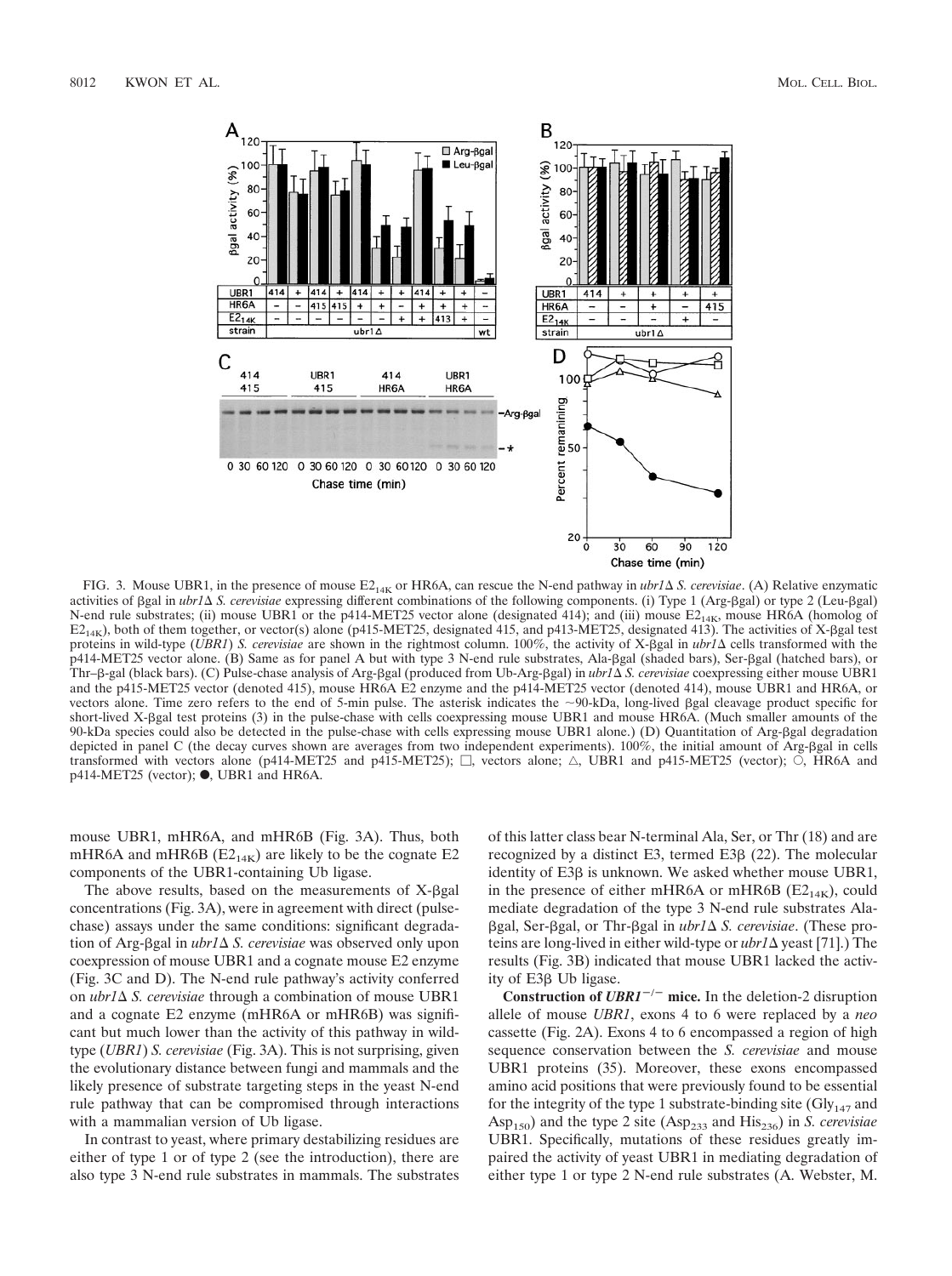A

Arg-βgal
Leu-βgal

βgal activity (%)

120
100
80
60
40
20
0

UBR1 | 414 | + | 414 | + | 414 | + | + | 414 | + | + | −
HR6A | − | − | 415 | 415 | + | + | − | + | + | + | −
$E2_{14K}$ | − | − | − | − | − | − | + | + | 413 | + | −
strain | ubr1Δ | wt

B

βgal activity (%)

120
100
80
60
40
20
0

UBR1 | 414 | + | + | + | +
HR6A | − | − | + | − | 415
$E2_{14K}$ | − | − | − | + | −
strain | ubr1Δ

C

414 415 | UBR1 415 | 414 HR6A | UBR1 HR6A

-Arg-βgal

-*

0 30 60 120 0 30 60 120 0 30 60 120 0 30 60 120

Chase time (min)

D

Percent remaining

100
50
20

0 30 60 90 120

Chase time (min)

FIG. 3. Mouse UBR1, in the presence of mouse $E2_{14K}$ or HR6A, can rescue the N-end pathway in *ubr1Δ S. cerevisiae*. (A) Relative enzymatic activities of βgal in *ubr1Δ S. cerevisiae* expressing different combinations of the following components. (i) Type 1 (Arg-βgal) or type 2 (Leu-βgal) N-end rule substrates; (ii) mouse UBR1 or the p414-MET25 vector alone (designated 414); and (iii) mouse $E2_{14K}$, mouse HR6A (homolog of $E2_{14K}$), both of them together, or vector(s) alone (p415-MET25, designated 415, and p413-MET25, designated 413). The activities of X-βgal test proteins in wild-type (*UBR1*) *S. cerevisiae* are shown in the rightmost column. 100%, the activity of X-βgal in *ubr1Δ* cells transformed with the p414-MET25 vector alone. (B) Same as for panel A but with type 3 N-end rule substrates, Ala-βgal (shaded bars), Ser-βgal (hatched bars), or Thr–β-gal (black bars). (C) Pulse-chase analysis of Arg-βgal (produced from Ub-Arg-βgal) in *ubr1Δ S. cerevisiae* coexpressing either mouse UBR1 and the p415-MET25 vector (denoted 415), mouse HR6A E2 enzyme and the p414-MET25 vector (denoted 414), mouse UBR1 and HR6A, or vectors alone. Time zero refers to the end of 5-min pulse. The asterisk indicates the ~90-kDa, long-lived βgal cleavage product specific for short-lived X-βgal test proteins (3) in the pulse-chase with cells coexpressing mouse UBR1 and mouse HR6A. (Much smaller amounts of the 90-kDa species could also be detected in the pulse-chase with cells expressing mouse UBR1 alone.) (D) Quantitation of Arg-βgal degradation depicted in panel C (the decay curves shown are averages from two independent experiments). 100%, the initial amount of Arg-βgal in cells transformed with vectors alone (p414-MET25 and p415-MET25); □, vectors alone; △, UBR1 and p415-MET25 (vector); ○, HR6A and p414-MET25 (vector); ●, UBR1 and HR6A.

mouse UBR1, mHR6A, and mHR6B (Fig. 3A). Thus, both mHR6A and mHR6B ($E2_{14K}$) are likely to be the cognate E2 components of the UBR1-containing Ub ligase.

The above results, based on the measurements of X-βgal concentrations (Fig. 3A), were in agreement with direct (pulse-chase) assays under the same conditions: significant degradation of Arg-βgal in *ubr1Δ S. cerevisiae* was observed only upon coexpression of mouse UBR1 and a cognate mouse E2 enzyme (Fig. 3C and D). The N-end rule pathway's activity conferred on *ubr1Δ S. cerevisiae* through a combination of mouse UBR1 and a cognate E2 enzyme (mHR6A or mHR6B) was significant but much lower than the activity of this pathway in wild-type (*UBR1*) *S. cerevisiae* (Fig. 3A). This is not surprising, given the evolutionary distance between fungi and mammals and the likely presence of substrate targeting steps in the yeast N-end rule pathway that can be compromised through interactions with a mammalian version of Ub ligase.

In contrast to yeast, where primary destabilizing residues are either of type 1 or of type 2 (see the introduction), there are also type 3 N-end rule substrates in mammals. The substrates of this latter class bear N-terminal Ala, Ser, or Thr (18) and are recognized by a distinct E3, termed E3β (22). The molecular identity of E3β is unknown. We asked whether mouse UBR1, in the presence of either mHR6A or mHR6B ($E2_{14K}$), could mediate degradation of the type 3 N-end rule substrates Ala-βgal, Ser-βgal, or Thr-βgal in *ubr1Δ S. cerevisiae*. (These proteins are long-lived in either wild-type or *ubr1Δ* yeast [71].) The results (Fig. 3B) indicated that mouse UBR1 lacked the activity of E3β Ub ligase.

**Construction of *UBR1*$^{-/-}$ mice.** In the deletion-2 disruption allele of mouse *UBR1*, exons 4 to 6 were replaced by a *neo* cassette (Fig. 2A). Exons 4 to 6 encompassed a region of high sequence conservation between the *S. cerevisiae* and mouse UBR1 proteins (35). Moreover, these exons encompassed amino acid positions that were previously found to be essential for the integrity of the type 1 substrate-binding site ($Gly_{147}$ and $Asp_{150}$) and the type 2 site ($Asp_{233}$ and $His_{236}$) in *S. cerevisiae* UBR1. Specifically, mutations of these residues greatly impaired the activity of yeast UBR1 in mediating degradation of either type 1 or type 2 N-end rule substrates (A. Webster, M.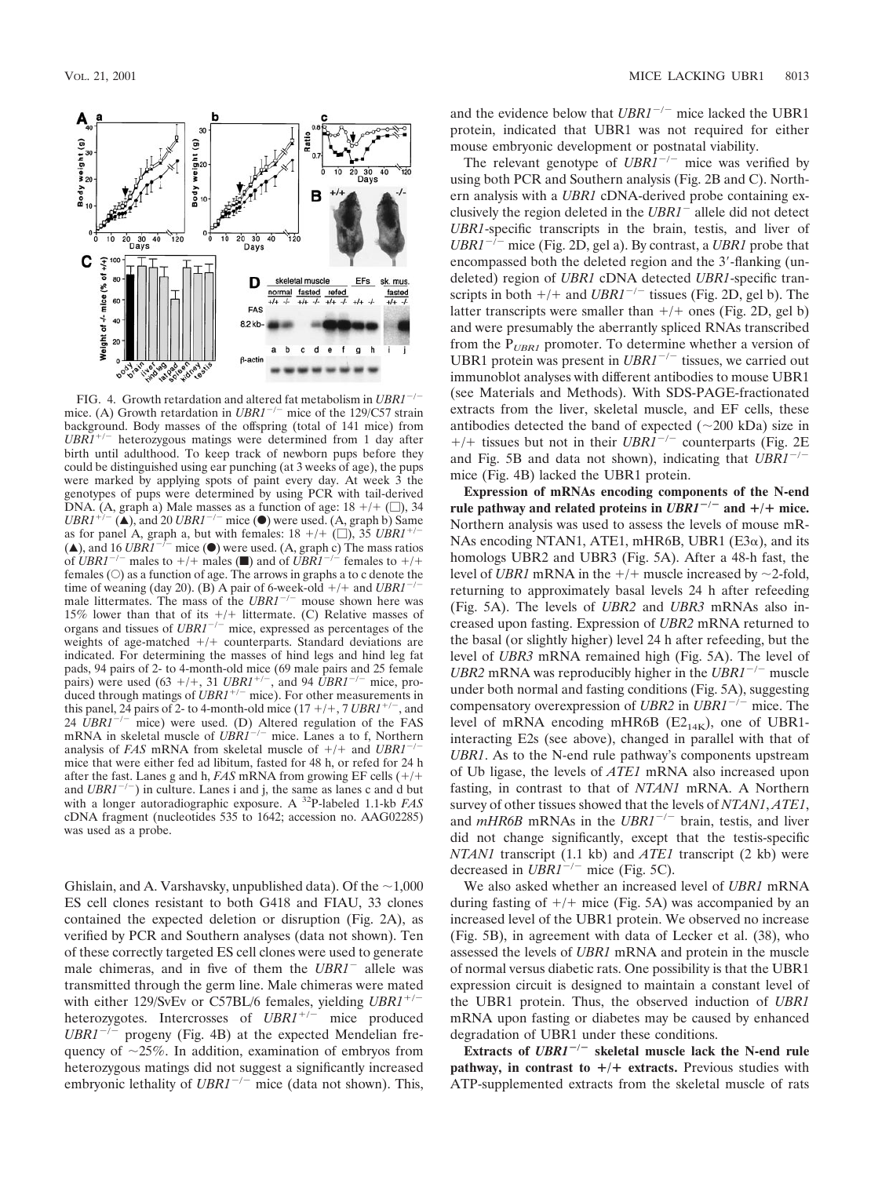A a

Body weight (g)

40
30
20
10
0

0 10 20 30 40 120
Days

b

Body weight (g)

30
20
10
0

0 10 20 30 40 120
Days

c

Ratio

0.8
0.7

0 10 20 30 40 120
Days

B +/+ -/-

C

Weight of -/- mice (% of +/+)

100
80
60
40
20
0

body brain liver hindleg fatpad spleen kidney testis

D

skeletal muscle EFs sk. mus.

normal fasted refed fasted

+/+ -/- +/+ -/- +/+ -/- +/+ -/- +/+ -/-

FAS

8.2 kb-

a b c d e f g h i j

β-actin

FIG. 4. Growth retardation and altered fat metabolism in $UBR1^{-/-}$ mice. (A) Growth retardation in $UBR1^{-/-}$ mice of the 129/C57 strain background. Body masses of the offspring (total of 141 mice) from $UBR1^{+/-}$ heterozygous matings were determined from 1 day after birth until adulthood. To keep track of newborn pups before they could be distinguished using ear punching (at 3 weeks of age), the pups were marked by applying spots of paint every day. At week 3 the genotypes of pups were determined by using PCR with tail-derived DNA. (A, graph a) Male masses as a function of age: 18 +/+ (□), 34 $UBR1^{+/-}$ (▲), and 20 $UBR1^{-/-}$ mice (●) were used. (A, graph b) Same as for panel A, graph a, but with females: 18 +/+ (□), 35 $UBR1^{+/-}$ (▲), and 16 $UBR1^{-/-}$ mice (●) were used. (A, graph c) The mass ratios of $UBR1^{-/-}$ males to +/+ males (■) and of $UBR1^{-/-}$ females to +/+ females (○) as a function of age. The arrows in graphs a to c denote the time of weaning (day 20). (B) A pair of 6-week-old +/+ and $UBR1^{-/-}$ male littermates. The mass of the $UBR1^{-/-}$ mouse shown here was 15% lower than that of its +/+ littermate. (C) Relative masses of organs and tissues of $UBR1^{-/-}$ mice, expressed as percentages of the weights of age-matched +/+ counterparts. Standard deviations are indicated. For determining the masses of hind legs and hind leg fat pads, 94 pairs of 2- to 4-month-old mice (69 male pairs and 25 female pairs) were used (63 +/+, 31 $UBR1^{+/-}$, and 94 $UBR1^{-/-}$ mice, produced through matings of $UBR1^{+/-}$ mice). For other measurements in this panel, 24 pairs of 2- to 4-month-old mice (17 +/+, 7 $UBR1^{+/-}$, and 24 $UBR1^{-/-}$ mice) were used. (D) Altered regulation of the FAS mRNA in skeletal muscle of $UBR1^{-/-}$ mice. Lanes a to f, Northern analysis of *FAS* mRNA from skeletal muscle of +/+ and $UBR1^{-/-}$ mice that were either fed ad libitum, fasted for 48 h, or refed for 24 h after the fast. Lanes g and h, *FAS* mRNA from growing EF cells (+/+ and $UBR1^{-/-}$) in culture. Lanes i and j, the same as lanes c and d but with a longer autoradiographic exposure. A $^{32}$P-labeled 1.1-kb *FAS* cDNA fragment (nucleotides 535 to 1642; accession no. AAG02285) was used as a probe.

Ghislain, and A. Varshavsky, unpublished data). Of the ~1,000 ES cell clones resistant to both G418 and FIAU, 33 clones contained the expected deletion or disruption (Fig. 2A), as verified by PCR and Southern analyses (data not shown). Ten of these correctly targeted ES cell clones were used to generate male chimeras, and in five of them the $UBR1^{-}$ allele was transmitted through the germ line. Male chimeras were mated with either 129/SvEv or C57BL/6 females, yielding $UBR1^{+/-}$ heterozygotes. Intercrosses of $UBR1^{+/-}$ mice produced $UBR1^{-/-}$ progeny (Fig. 4B) at the expected Mendelian frequency of ~25%. In addition, examination of embryos from heterozygous matings did not suggest a significantly increased embryonic lethality of $UBR1^{-/-}$ mice (data not shown). This, and the evidence below that $UBR1^{-/-}$ mice lacked the UBR1 protein, indicated that UBR1 was not required for either mouse embryonic development or postnatal viability.

The relevant genotype of $UBR1^{-/-}$ mice was verified by using both PCR and Southern analysis (Fig. 2B and C). Northern analysis with a *UBR1* cDNA-derived probe containing exclusively the region deleted in the $UBR1^{-}$ allele did not detect *UBR1*-specific transcripts in the brain, testis, and liver of $UBR1^{-/-}$ mice (Fig. 2D, gel a). By contrast, a *UBR1* probe that encompassed both the deleted region and the 3′-flanking (undeleted) region of *UBR1* cDNA detected *UBR1*-specific transcripts in both +/+ and $UBR1^{-/-}$ tissues (Fig. 2D, gel b). The latter transcripts were smaller than +/+ ones (Fig. 2D, gel b) and were presumably the aberrantly spliced RNAs transcribed from the $P_{UBR1}$ promoter. To determine whether a version of UBR1 protein was present in $UBR1^{-/-}$ tissues, we carried out immunoblot analyses with different antibodies to mouse UBR1 (see Materials and Methods). With SDS-PAGE-fractionated extracts from the liver, skeletal muscle, and EF cells, these antibodies detected the band of expected (~200 kDa) size in +/+ tissues but not in their $UBR1^{-/-}$ counterparts (Fig. 2E and Fig. 5B and data not shown), indicating that $UBR1^{-/-}$ mice (Fig. 4B) lacked the UBR1 protein.

**Expression of mRNAs encoding components of the N-end rule pathway and related proteins in $UBR1^{-/-}$ and +/+ mice.** Northern analysis was used to assess the levels of mouse mRNAs encoding NTAN1, ATE1, mHR6B, UBR1 (E3α), and its homologs UBR2 and UBR3 (Fig. 5A). After a 48-h fast, the level of *UBR1* mRNA in the +/+ muscle increased by ~2-fold, returning to approximately basal levels 24 h after refeeding (Fig. 5A). The levels of *UBR2* and *UBR3* mRNAs also increased upon fasting. Expression of *UBR2* mRNA returned to the basal (or slightly higher) level 24 h after refeeding, but the level of *UBR3* mRNA remained high (Fig. 5A). The level of *UBR2* mRNA was reproducibly higher in the $UBR1^{-/-}$ muscle under both normal and fasting conditions (Fig. 5A), suggesting compensatory overexpression of *UBR2* in $UBR1^{-/-}$ mice. The level of mRNA encoding mHR6B ($E2_{14K}$), one of UBR1-interacting E2s (see above), changed in parallel with that of *UBR1*. As to the N-end rule pathway's components upstream of Ub ligase, the levels of *ATE1* mRNA also increased upon fasting, in contrast to that of *NTAN1* mRNA. A Northern survey of other tissues showed that the levels of *NTAN1*, *ATE1*, and *mHR6B* mRNAs in the $UBR1^{-/-}$ brain, testis, and liver did not change significantly, except that the testis-specific *NTAN1* transcript (1.1 kb) and *ATE1* transcript (2 kb) were decreased in $UBR1^{-/-}$ mice (Fig. 5C).

We also asked whether an increased level of *UBR1* mRNA during fasting of +/+ mice (Fig. 5A) was accompanied by an increased level of the UBR1 protein. We observed no increase (Fig. 5B), in agreement with data of Lecker et al. (38), who assessed the levels of *UBR1* mRNA and protein in the muscle of normal versus diabetic rats. One possibility is that the UBR1 expression circuit is designed to maintain a constant level of the UBR1 protein. Thus, the observed induction of *UBR1* mRNA upon fasting or diabetes may be caused by enhanced degradation of UBR1 under these conditions.

**Extracts of $UBR1^{-/-}$ skeletal muscle lack the N-end rule pathway, in contrast to +/+ extracts.** Previous studies with ATP-supplemented extracts from the skeletal muscle of rats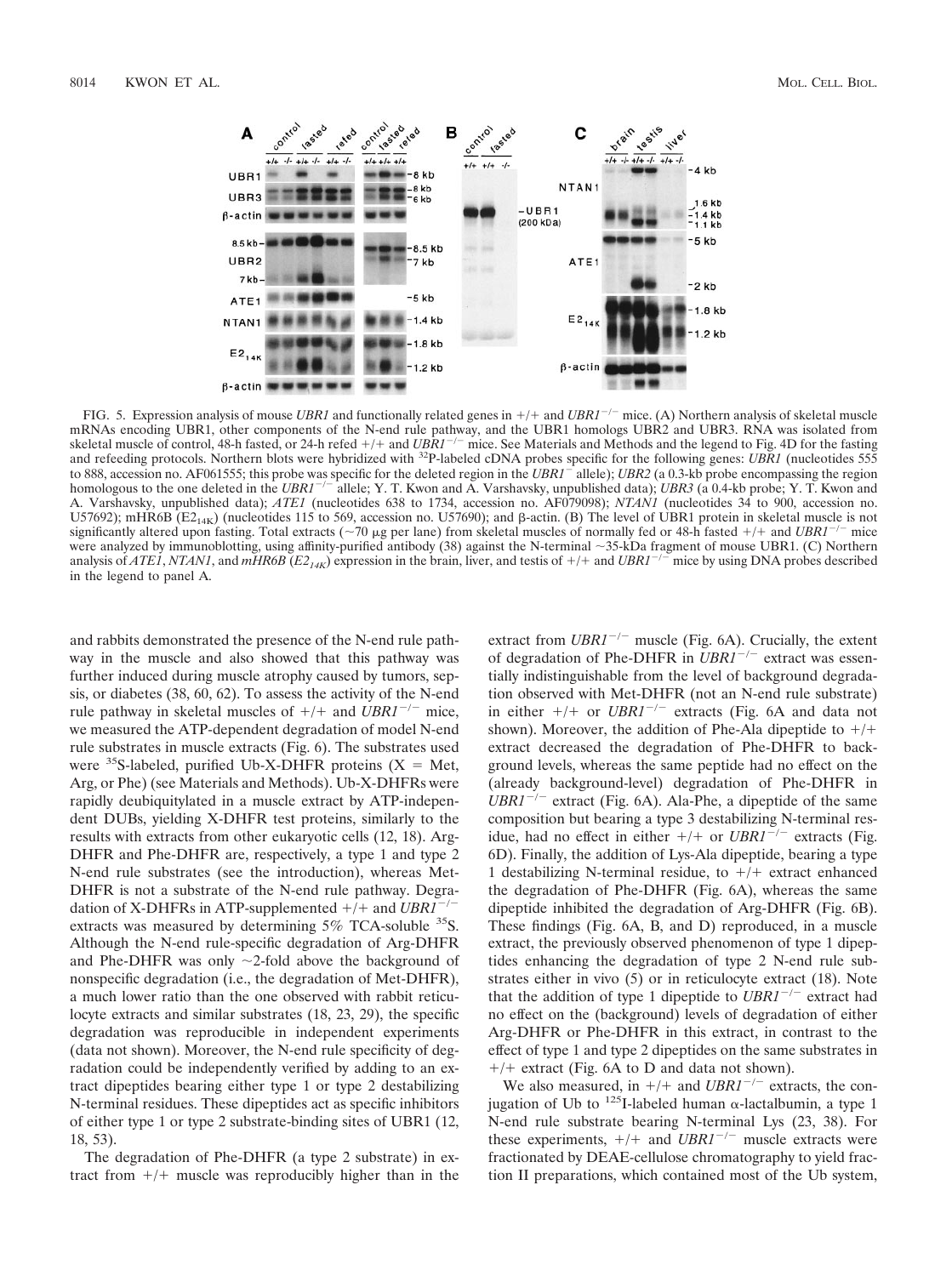A

control fasted refed control fasted refed

+/+ -/- +/+ -/- +/+ -/- +/+ +/+ +/+

UBR1 -8 kb

UBR3 -8 kb -6 kb

β-actin

8.5 kb- UBR2 7 kb- -8.5 kb -7 kb

ATE1 -5 kb

NTAN1 -1.4 kb

$E2_{14K}$ -1.8 kb -1.2 kb

β-actin

B

control fasted

+/+ +/+ -/-

-UBR1 (200 kDa)

C

brain testis liver

+/+ -/- +/+ -/- +/+ -/-

NTAN1 -4 kb -1.6 kb -1.4 kb -1.1 kb

ATE1 -5 kb -2 kb

$E2_{14K}$ -1.8 kb -1.2 kb

β-actin

FIG. 5. Expression analysis of mouse *UBR1* and functionally related genes in +/+ and $UBR1^{-/-}$ mice. (A) Northern analysis of skeletal muscle mRNAs encoding UBR1, other components of the N-end rule pathway, and the UBR1 homologs UBR2 and UBR3. RNA was isolated from skeletal muscle of control, 48-h fasted, or 24-h refed +/+ and $UBR1^{-/-}$ mice. See Materials and Methods and the legend to Fig. 4D for the fasting and refeeding protocols. Northern blots were hybridized with $^{32}$P-labeled cDNA probes specific for the following genes: *UBR1* (nucleotides 555 to 888, accession no. AF061555; this probe was specific for the deleted region in the $UBR1^{-}$ allele); *UBR2* (a 0.3-kb probe encompassing the region homologous to the one deleted in the $UBR1^{-/-}$ allele; Y. T. Kwon and A. Varshavsky, unpublished data); *UBR3* (a 0.4-kb probe; Y. T. Kwon and A. Varshavsky, unpublished data); *ATE1* (nucleotides 638 to 1734, accession no. AF079098); *NTAN1* (nucleotides 34 to 900, accession no. U57692); mHR6B ($E2_{14K}$) (nucleotides 115 to 569, accession no. U57690); and β-actin. (B) The level of UBR1 protein in skeletal muscle is not significantly altered upon fasting. Total extracts (~70 μg per lane) from skeletal muscles of normally fed or 48-h fasted +/+ and $UBR1^{-/-}$ mice were analyzed by immunoblotting, using affinity-purified antibody (38) against the N-terminal ~35-kDa fragment of mouse UBR1. (C) Northern analysis of *ATE1*, *NTAN1*, and *mHR6B* ($E2_{14K}$) expression in the brain, liver, and testis of +/+ and $UBR1^{-/-}$ mice by using DNA probes described in the legend to panel A.

and rabbits demonstrated the presence of the N-end rule pathway in the muscle and also showed that this pathway was further induced during muscle atrophy caused by tumors, sepsis, or diabetes (38, 60, 62). To assess the activity of the N-end rule pathway in skeletal muscles of +/+ and $UBR1^{-/-}$ mice, we measured the ATP-dependent degradation of model N-end rule substrates in muscle extracts (Fig. 6). The substrates used were $^{35}$S-labeled, purified Ub-X-DHFR proteins (X = Met, Arg, or Phe) (see Materials and Methods). Ub-X-DHFRs were rapidly deubiquitylated in a muscle extract by ATP-independent DUBs, yielding X-DHFR test proteins, similarly to the results with extracts from other eukaryotic cells (12, 18). Arg-DHFR and Phe-DHFR are, respectively, a type 1 and type 2 N-end rule substrates (see the introduction), whereas Met-DHFR is not a substrate of the N-end rule pathway. Degradation of X-DHFRs in ATP-supplemented +/+ and $UBR1^{-/-}$ extracts was measured by determining 5% TCA-soluble $^{35}$S. Although the N-end rule-specific degradation of Arg-DHFR and Phe-DHFR was only ~2-fold above the background of nonspecific degradation (i.e., the degradation of Met-DHFR), a much lower ratio than the one observed with rabbit reticulocyte extracts and similar substrates (18, 23, 29), the specific degradation was reproducible in independent experiments (data not shown). Moreover, the N-end rule specificity of degradation could be independently verified by adding to an extract dipeptides bearing either type 1 or type 2 destabilizing N-terminal residues. These dipeptides act as specific inhibitors of either type 1 or type 2 substrate-binding sites of UBR1 (12, 18, 53).

The degradation of Phe-DHFR (a type 2 substrate) in extract from +/+ muscle was reproducibly higher than in the extract from $UBR1^{-/-}$ muscle (Fig. 6A). Crucially, the extent of degradation of Phe-DHFR in $UBR1^{-/-}$ extract was essentially indistinguishable from the level of background degradation observed with Met-DHFR (not an N-end rule substrate) in either +/+ or $UBR1^{-/-}$ extracts (Fig. 6A and data not shown). Moreover, the addition of Phe-Ala dipeptide to +/+ extract decreased the degradation of Phe-DHFR to background levels, whereas the same peptide had no effect on the (already background-level) degradation of Phe-DHFR in $UBR1^{-/-}$ extract (Fig. 6A). Ala-Phe, a dipeptide of the same composition but bearing a type 3 destabilizing N-terminal residue, had no effect in either +/+ or $UBR1^{-/-}$ extracts (Fig. 6D). Finally, the addition of Lys-Ala dipeptide, bearing a type 1 destabilizing N-terminal residue, to +/+ extract enhanced the degradation of Phe-DHFR (Fig. 6A), whereas the same dipeptide inhibited the degradation of Arg-DHFR (Fig. 6B). These findings (Fig. 6A, B, and D) reproduced, in a muscle extract, the previously observed phenomenon of type 1 dipeptides enhancing the degradation of type 2 N-end rule substrates either in vivo (5) or in reticulocyte extract (18). Note that the addition of type 1 dipeptide to $UBR1^{-/-}$ extract had no effect on the (background) levels of degradation of either Arg-DHFR or Phe-DHFR in this extract, in contrast to the effect of type 1 and type 2 dipeptides on the same substrates in +/+ extract (Fig. 6A to D and data not shown).

We also measured, in +/+ and $UBR1^{-/-}$ extracts, the conjugation of Ub to $^{125}$I-labeled human α-lactalbumin, a type 1 N-end rule substrate bearing N-terminal Lys (23, 38). For these experiments, +/+ and $UBR1^{-/-}$ muscle extracts were fractionated by DEAE-cellulose chromatography to yield fraction II preparations, which contained most of the Ub system,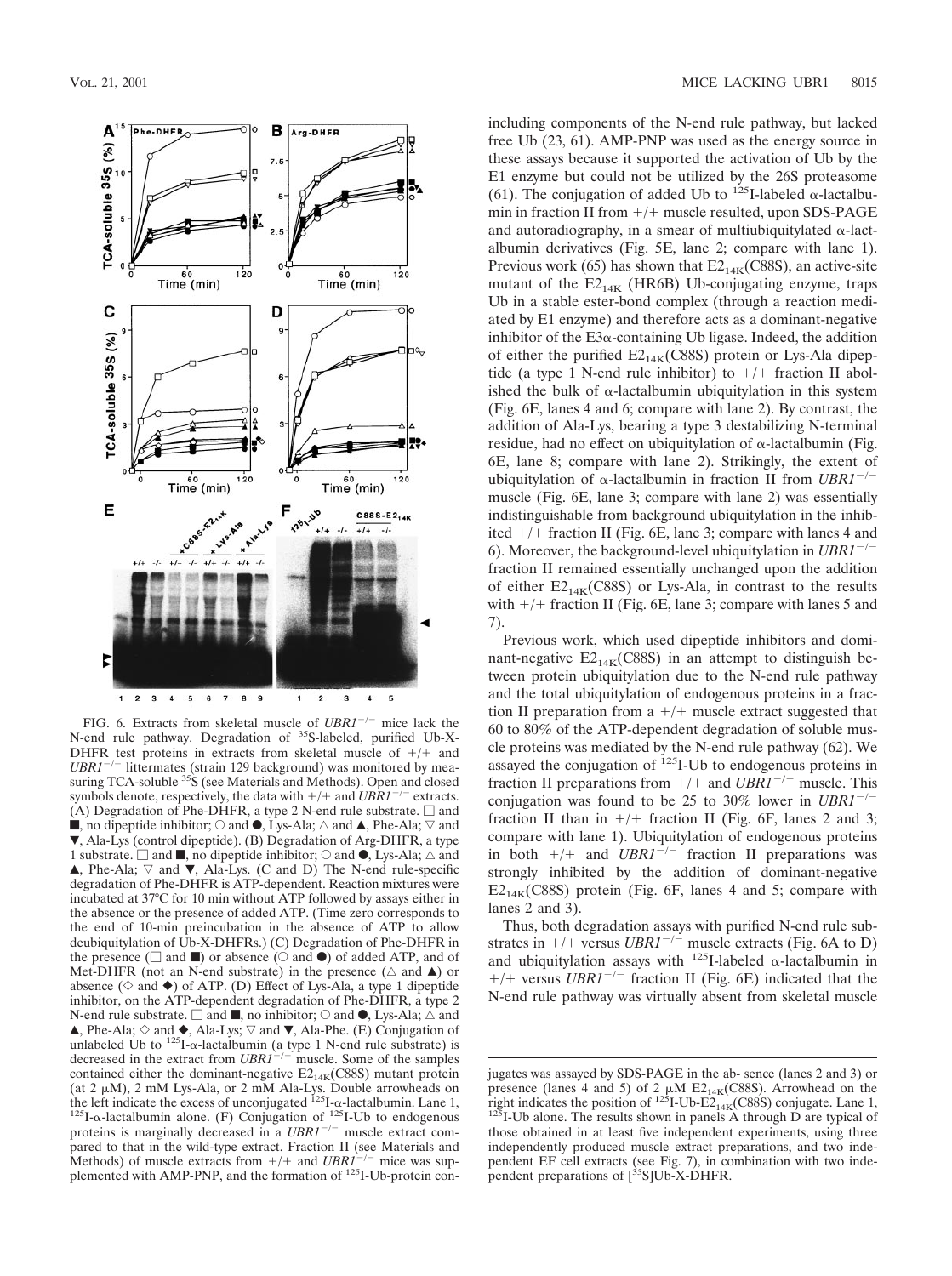A Phe-DHFR

B Arg-DHFR

TCA-soluble 35S (%)

Time (min)

C

D

TCA-soluble 35S (%)

Time (min)

E

+C88S-E2$_{14K}$ +Lys-Ala +Ala-Lys

+/+ -/- +/+ -/- +/+ -/- +/+ -/-

1 2 3 4 5 6 7 8 9

F

$^{125}$I-Ub +/+ -/- C88S-E2$_{14K}$ +/+ -/-

1 2 3 4 5

FIG. 6. Extracts from skeletal muscle of $UBR1^{-/-}$ mice lack the N-end rule pathway. Degradation of $^{35}$S-labeled, purified Ub-X-DHFR test proteins in extracts from skeletal muscle of +/+ and $UBR1^{-/-}$ littermates (strain 129 background) was monitored by measuring TCA-soluble $^{35}$S (see Materials and Methods). Open and closed symbols denote, respectively, the data with +/+ and $UBR1^{-/-}$ extracts. (A) Degradation of Phe-DHFR, a type 2 N-end rule substrate. □ and ■, no dipeptide inhibitor; ○ and ●, Lys-Ala; △ and ▲, Phe-Ala; ▽ and ▼, Ala-Lys (control dipeptide). (B) Degradation of Arg-DHFR, a type 1 substrate. □ and ■, no dipeptide inhibitor; ○ and ●, Lys-Ala; △ and ▲, Phe-Ala; ▽ and ▼, Ala-Lys. (C and D) The N-end rule-specific degradation of Phe-DHFR is ATP-dependent. Reaction mixtures were incubated at 37°C for 10 min without ATP followed by assays either in the absence or the presence of added ATP. (Time zero corresponds to the end of 10-min preincubation in the absence of ATP to allow deubiquitylation of Ub-X-DHFRs.) (C) Degradation of Phe-DHFR in the presence (□ and ■) or absence (○ and ●) of added ATP, and of Met-DHFR (not an N-end substrate) in the presence (△ and ▲) or absence (◇ and ◆) of ATP. (D) Effect of Lys-Ala, a type 1 dipeptide inhibitor, on the ATP-dependent degradation of Phe-DHFR, a type 2 N-end rule substrate. □ and ■, no inhibitor; ○ and ●, Lys-Ala; △ and ▲, Phe-Ala; ◇ and ◆, Ala-Lys; ▽ and ▼, Ala-Phe. (E) Conjugation of unlabeled Ub to $^{125}$I-α-lactalbumin (a type 1 N-end rule substrate) is decreased in the extract from $UBR1^{-/-}$ muscle. Some of the samples contained either the dominant-negative $E2_{14K}$(C88S) mutant protein (at 2 μM), 2 mM Lys-Ala, or 2 mM Ala-Lys. Double arrowheads on the left indicate the excess of unconjugated $^{125}$I-α-lactalbumin. Lane 1, $^{125}$I-α-lactalbumin alone. (F) Conjugation of $^{125}$I-Ub to endogenous proteins is marginally decreased in a $UBR1^{-/-}$ muscle extract compared to that in the wild-type extract. Fraction II (see Materials and Methods) of muscle extracts from +/+ and $UBR1^{-/-}$ mice was supplemented with AMP-PNP, and the formation of $^{125}$I-Ub-protein conjugates was assayed by SDS-PAGE in the absence (lanes 2 and 3) or presence (lanes 4 and 5) of 2 μM $E2_{14K}$(C88S). Arrowhead on the right indicates the position of $^{125}$I-Ub-$E2_{14K}$(C88S) conjugate. Lane 1, $^{125}$I-Ub alone. The results shown in panels A through D are typical of those obtained in at least five independent experiments, using three independently produced muscle extract preparations, and two independent EF cell extracts (see Fig. 7), in combination with two independent preparations of [$^{35}$S]Ub-X-DHFR.

including components of the N-end rule pathway, but lacked free Ub (23, 61). AMP-PNP was used as the energy source in these assays because it supported the activation of Ub by the E1 enzyme but could not be utilized by the 26S proteasome (61). The conjugation of added Ub to $^{125}$I-labeled α-lactalbumin in fraction II from +/+ muscle resulted, upon SDS-PAGE and autoradiography, in a smear of multiubiquitylated α-lactalbumin derivatives (Fig. 5E, lane 2; compare with lane 1). Previous work (65) has shown that $E2_{14K}$(C88S), an active-site mutant of the $E2_{14K}$ (HR6B) Ub-conjugating enzyme, traps Ub in a stable ester-bond complex (through a reaction mediated by E1 enzyme) and therefore acts as a dominant-negative inhibitor of the E3α-containing Ub ligase. Indeed, the addition of either the purified $E2_{14K}$(C88S) protein or Lys-Ala dipeptide (a type 1 N-end rule inhibitor) to +/+ fraction II abolished the bulk of α-lactalbumin ubiquitylation in this system (Fig. 6E, lanes 4 and 6; compare with lane 2). By contrast, the addition of Ala-Lys, bearing a type 3 destabilizing N-terminal residue, had no effect on ubiquitylation of α-lactalbumin (Fig. 6E, lane 8; compare with lane 2). Strikingly, the extent of ubiquitylation of α-lactalbumin in fraction II from $UBR1^{-/-}$ muscle (Fig. 6E, lane 3; compare with lane 2) was essentially indistinguishable from background ubiquitylation in the inhibited +/+ fraction II (Fig. 6E, lane 3; compare with lanes 4 and 6). Moreover, the background-level ubiquitylation in $UBR1^{-/-}$ fraction II remained essentially unchanged upon the addition of either $E2_{14K}$(C88S) or Lys-Ala, in contrast to the results with +/+ fraction II (Fig. 6E, lane 3; compare with lanes 5 and 7).

Previous work, which used dipeptide inhibitors and dominant-negative $E2_{14K}$(C88S) in an attempt to distinguish between protein ubiquitylation due to the N-end rule pathway and the total ubiquitylation of endogenous proteins in a fraction II preparation from a +/+ muscle extract suggested that 60 to 80% of the ATP-dependent degradation of soluble muscle proteins was mediated by the N-end rule pathway (62). We assayed the conjugation of $^{125}$I-Ub to endogenous proteins in fraction II preparations from +/+ and $UBR1^{-/-}$ muscle. This conjugation was found to be 25 to 30% lower in $UBR1^{-/-}$ fraction II than in +/+ fraction II (Fig. 6F, lanes 2 and 3; compare with lane 1). Ubiquitylation of endogenous proteins in both +/+ and $UBR1^{-/-}$ fraction II preparations was strongly inhibited by the addition of dominant-negative $E2_{14K}$(C88S) protein (Fig. 6F, lanes 4 and 5; compare with lanes 2 and 3).

Thus, both degradation assays with purified N-end rule substrates in +/+ versus $UBR1^{-/-}$ muscle extracts (Fig. 6A to D) and ubiquitylation assays with $^{125}$I-labeled α-lactalbumin in +/+ versus $UBR1^{-/-}$ fraction II (Fig. 6E) indicated that the N-end rule pathway was virtually absent from skeletal muscle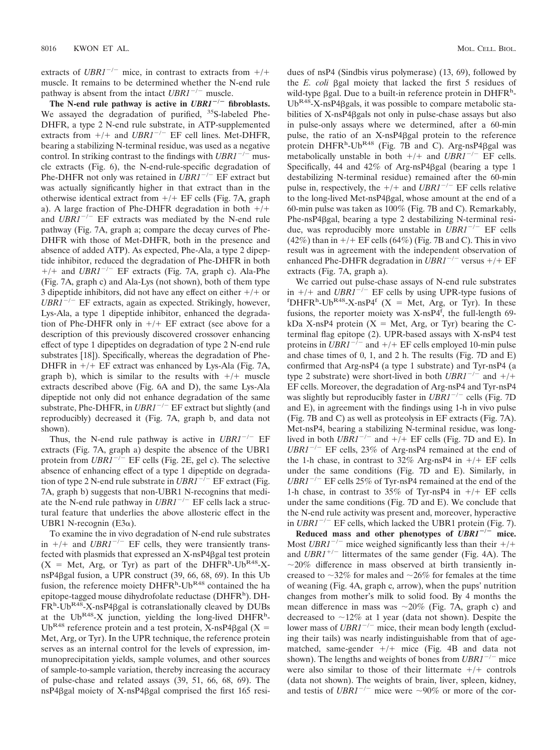extracts of *UBR1*$^{-/-}$ mice, in contrast to extracts from +/+ muscle. It remains to be determined whether the N-end rule pathway is absent from the intact *UBR1*$^{-/-}$ muscle.

**The N-end rule pathway is active in *UBR1*$^{-/-}$ fibroblasts.** We assayed the degradation of purified, $^{35}$S-labeled Phe-DHFR, a type 2 N-end rule substrate, in ATP-supplemented extracts from +/+ and *UBR1*$^{-/-}$ EF cell lines. Met-DHFR, bearing a stabilizing N-terminal residue, was used as a negative control. In striking contrast to the findings with *UBR1*$^{-/-}$ muscle extracts (Fig. 6), the N-end-rule-specific degradation of Phe-DHFR not only was retained in *UBR1*$^{-/-}$ EF extract but was actually significantly higher in that extract than in the otherwise identical extract from +/+ EF cells (Fig. 7A, graph a). A large fraction of Phe-DHFR degradation in both +/+ and *UBR1*$^{-/-}$ EF extracts was mediated by the N-end rule pathway (Fig. 7A, graph a; compare the decay curves of Phe-DHFR with those of Met-DHFR, both in the presence and absence of added ATP). As expected, Phe-Ala, a type 2 dipeptide inhibitor, reduced the degradation of Phe-DHFR in both +/+ and *UBR1*$^{-/-}$ EF extracts (Fig. 7A, graph c). Ala-Phe (Fig. 7A, graph c) and Ala-Lys (not shown), both of them type 3 dipeptide inhibitors, did not have any effect on either +/+ or *UBR1*$^{-/-}$ EF extracts, again as expected. Strikingly, however, Lys-Ala, a type 1 dipeptide inhibitor, enhanced the degradation of Phe-DHFR only in +/+ EF extract (see above for a description of this previously discovered crossover enhancing effect of type 1 dipeptides on degradation of type 2 N-end rule substrates [18]). Specifically, whereas the degradation of Phe-DHFR in +/+ EF extract was enhanced by Lys-Ala (Fig. 7A, graph b), which is similar to the results with +/+ muscle extracts described above (Fig. 6A and D), the same Lys-Ala dipeptide not only did not enhance degradation of the same substrate, Phe-DHFR, in *UBR1*$^{-/-}$ EF extract but slightly (and reproducibly) decreased it (Fig. 7A, graph b, and data not shown).

Thus, the N-end rule pathway is active in *UBR1*$^{-/-}$ EF extracts (Fig. 7A, graph a) despite the absence of the UBR1 protein from *UBR1*$^{-/-}$ EF cells (Fig. 2E, gel c). The selective absence of enhancing effect of a type 1 dipeptide on degradation of type 2 N-end rule substrate in *UBR1*$^{-/-}$ EF extract (Fig. 7A, graph b) suggests that non-UBR1 N-recognins that mediate the N-end rule pathway in *UBR1*$^{-/-}$ EF cells lack a structural feature that underlies the above allosteric effect in the UBR1 N-recognin (E3α).

To examine the in vivo degradation of N-end rule substrates in +/+ and *UBR1*$^{-/-}$ EF cells, they were transiently transfected with plasmids that expressed an X-nsP4βgal test protein (X = Met, Arg, or Tyr) as part of the DHFR$^{h}$-Ub$^{R48}$-X-nsP4βgal fusion, a UPR construct (39, 66, 68, 69). In this Ub fusion, the reference moiety DHFR$^{h}$-Ub$^{R48}$ contained the ha epitope-tagged mouse dihydrofolate reductase (DHFR$^{h}$). DHFR$^{h}$-Ub$^{R48}$-X-nsP4βgal is cotranslationally cleaved by DUBs at the Ub$^{R48}$-X junction, yielding the long-lived DHFR$^{h}$-Ub$^{R48}$ reference protein and a test protein, X-nsP4βgal (X = Met, Arg, or Tyr). In the UPR technique, the reference protein serves as an internal control for the levels of expression, immunoprecipitation yields, sample volumes, and other sources of sample-to-sample variation, thereby increasing the accuracy of pulse-chase and related assays (39, 51, 66, 68, 69). The nsP4βgal moiety of X-nsP4βgal comprised the first 165 residues of nsP4 (Sindbis virus polymerase) (13, 69), followed by the *E. coli* βgal moiety that lacked the first 5 residues of wild-type βgal. Due to a built-in reference protein in DHFR$^{h}$-Ub$^{R48}$-X-nsP4βgals, it was possible to compare metabolic stabilities of X-nsP4βgals not only in pulse-chase assays but also in pulse-only assays where we determined, after a 60-min pulse, the ratio of an X-nsP4βgal protein to the reference protein DHFR$^{h}$-Ub$^{R48}$ (Fig. 7B and C). Arg-nsP4βgal was metabolically unstable in both +/+ and *UBR1*$^{-/-}$ EF cells. Specifically, 44 and 42% of Arg-nsP4βgal (bearing a type 1 destabilizing N-terminal residue) remained after the 60-min pulse in, respectively, the +/+ and *UBR1*$^{-/-}$ EF cells relative to the long-lived Met-nsP4βgal, whose amount at the end of a 60-min pulse was taken as 100% (Fig. 7B and C). Remarkably, Phe-nsP4βgal, bearing a type 2 destabilizing N-terminal residue, was reproducibly more unstable in *UBR1*$^{-/-}$ EF cells (42%) than in +/+ EF cells (64%) (Fig. 7B and C). This in vivo result was in agreement with the independent observation of enhanced Phe-DHFR degradation in *UBR1*$^{-/-}$ versus +/+ EF extracts (Fig. 7A, graph a).

We carried out pulse-chase assays of N-end rule substrates in +/+ and *UBR1*$^{-/-}$ EF cells by using UPR-type fusions of $^{f}$DHFR$^{h}$-Ub$^{R48}$-X-nsP4$^{f}$ (X = Met, Arg, or Tyr). In these fusions, the reporter moiety was X-nsP4$^{f}$, the full-length 69-kDa X-nsP4 protein (X = Met, Arg, or Tyr) bearing the C-terminal flag epitope (2). UPR-based assays with X-nsP4 test proteins in *UBR1*$^{-/-}$ and +/+ EF cells employed 10-min pulse and chase times of 0, 1, and 2 h. The results (Fig. 7D and E) confirmed that Arg-nsP4 (a type 1 substrate) and Tyr-nsP4 (a type 2 substrate) were short-lived in both *UBR1*$^{-/-}$ and +/+ EF cells. Moreover, the degradation of Arg-nsP4 and Tyr-nsP4 was slightly but reproducibly faster in *UBR1*$^{-/-}$ cells (Fig. 7D and E), in agreement with the findings using 1-h in vivo pulse (Fig. 7B and C) as well as proteolysis in EF extracts (Fig. 7A). Met-nsP4, bearing a stabilizing N-terminal residue, was long-lived in both *UBR1*$^{-/-}$ and +/+ EF cells (Fig. 7D and E). In *UBR1*$^{-/-}$ EF cells, 23% of Arg-nsP4 remained at the end of the 1-h chase, in contrast to 32% Arg-nsP4 in +/+ EF cells under the same conditions (Fig. 7D and E). Similarly, in *UBR1*$^{-/-}$ EF cells 25% of Tyr-nsP4 remained at the end of the 1-h chase, in contrast to 35% of Tyr-nsP4 in +/+ EF cells under the same conditions (Fig. 7D and E). We conclude that the N-end rule activity was present and, moreover, hyperactive in *UBR1*$^{-/-}$ EF cells, which lacked the UBR1 protein (Fig. 7).

**Reduced mass and other phenotypes of *UBR1*$^{-/-}$ mice.** Most *UBR1*$^{-/-}$ mice weighed significantly less than their +/+ and *UBR1*$^{+/-}$ littermates of the same gender (Fig. 4A). The ~20% difference in mass observed at birth transiently increased to ~32% for males and ~26% for females at the time of weaning (Fig. 4A, graph c, arrow), when the pups' nutrition changes from mother's milk to solid food. By 4 months the mean difference in mass was ~20% (Fig. 7A, graph c) and decreased to ~12% at 1 year (data not shown). Despite the lower mass of *UBR1*$^{-/-}$ mice, their mean body length (excluding their tails) was nearly indistinguishable from that of age-matched, same-gender +/+ mice (Fig. 4B and data not shown). The lengths and weights of bones from *UBR1*$^{-/-}$ mice were also similar to those of their littermate +/+ controls (data not shown). The weights of brain, liver, spleen, kidney, and testis of *UBR1*$^{-/-}$ mice were ~90% or more of the cor-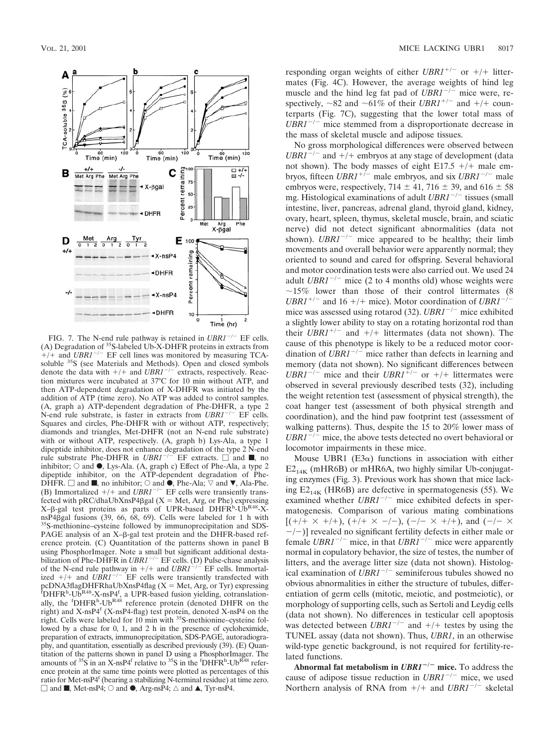FIG. 7. The N-end rule pathway is retained in $UBR1^{-/-}$ EF cells. (A) Degradation of $^{35}$S-labeled Ub-X-DHFR proteins in extracts from +/+ and $UBR1^{-/-}$ EF cell lines was monitored by measuring TCA-soluble $^{35}$S (see Materials and Methods). Open and closed symbols denote the data with +/+ and $UBR1^{-/-}$ extracts, respectively. Reaction mixtures were incubated at 37°C for 10 min without ATP, and then ATP-dependent degradation of X-DHFR was initiated by the addition of ATP (time zero). No ATP was added to control samples. (A, graph a) ATP-dependent degradation of Phe-DHFR, a type 2 N-end rule substrate, is faster in extracts from $UBR1^{-/-}$ EF cells. Squares and circles, Phe-DHFR with or without ATP, respectively; diamonds and triangles, Met-DHFR (not an N-end rule substrate) with or without ATP, respectively. (A, graph b) Lys-Ala, a type 1 dipeptide inhibitor, does not enhance degradation of the type 2 N-end rule substrate Phe-DHFR in $UBR1^{-/-}$ EF extracts. □ and ■, no inhibitor; ○ and ●, Lys-Ala. (A, graph c) Effect of Phe-Ala, a type 2 dipeptide inhibitor, on the ATP-dependent degradation of Phe-DHFR. □ and ■, no inhibitor; ○ and ●, Phe-Ala; ▽ and ▼, Ala-Phe. (B) Immortalized +/+ and $UBR1^{-/-}$ EF cells were transiently transfected with pRC/dhaUbXnsP4βgal (X = Met, Arg, or Phe) expressing X–β-gal test proteins as parts of UPR-based DHFR$^{h}$-Ub$^{R48}$-X-nsP4βgal fusions (39, 66, 68, 69). Cells were labeled for 1 h with $^{35}$S-methionine–cysteine followed by immunoprecipitation and SDS-PAGE analysis of an X–β-gal test protein and the DHFR-based reference protein. (C) Quantitation of the patterns shown in panel B using PhosphorImager. Note a small but significant additional destabilization of Phe-DHFR in $UBR1^{-/-}$ EF cells. (D) Pulse-chase analysis of the N-end rule pathway in +/+ and $UBR1^{-/-}$ EF cells. Immortalized +/+ and $UBR1^{-/-}$ EF cells were transiently transfected with pcDNA3flagDHFRhaUbXnsP4flag (X = Met, Arg, or Tyr) expressing $^{f}$DHFR$^{h}$-Ub$^{R48}$-X-nsP4$^{f}$, a UPR-based fusion yielding, cotranslationally, the $^{f}$DHFR$^{h}$-Ub$^{R48}$ reference protein (denoted DHFR on the right) and X-nsP4$^{f}$ (X-nsP4-flag) test protein, denoted X-nsP4 on the right. Cells were labeled for 10 min with $^{35}$S-methionine–cysteine followed by a chase for 0, 1, and 2 h in the presence of cycloheximide, preparation of extracts, immunoprecipitation, SDS-PAGE, autoradiography, and quantitation, essentially as described previously (39). (E) Quantitation of the patterns shown in panel D using a PhosphorImager. The amounts of $^{35}$S in an X-nsP4$^{f}$ relative to $^{35}$S in the $^{f}$DHFR$^{h}$-Ub$^{R48}$ reference protein at the same time points were plotted as percentages of this ratio for Met-nsP4$^{f}$ (bearing a stabilizing N-terminal residue) at time zero. □ and ■, Met-nsP4; ○ and ●, Arg-nsP4; △ and ▲, Tyr-nsP4.

responding organ weights of either $UBR1^{+/-}$ or +/+ littermates (Fig. 4C). However, the average weights of hind leg muscle and the hind leg fat pad of $UBR1^{-/-}$ mice were, respectively, ~82 and ~61% of their $UBR1^{+/-}$ and +/+ counterparts (Fig. 7C), suggesting that the lower total mass of $UBR1^{-/-}$ mice stemmed from a disproportionate decrease in the mass of skeletal muscle and adipose tissues.

No gross morphological differences were observed between $UBR1^{-/-}$ and +/+ embryos at any stage of development (data not shown). The body masses of eight E17.5 +/+ male embryos, fifteen $UBR1^{+/-}$ male embryos, and six $UBR1^{-/-}$ male embryos were, respectively, 714 ± 41, 716 ± 39, and 616 ± 58 mg. Histological examinations of adult $UBR1^{-/-}$ tissues (small intestine, liver, pancreas, adrenal gland, thyroid gland, kidney, ovary, heart, spleen, thymus, skeletal muscle, brain, and sciatic nerve) did not detect significant abnormalities (data not shown). $UBR1^{-/-}$ mice appeared to be healthy; their limb movements and overall behavior were apparently normal; they oriented to sound and cared for offspring. Several behavioral and motor coordination tests were also carried out. We used 24 adult $UBR1^{-/-}$ mice (2 to 4 months old) whose weights were ~15% lower than those of their control littermates (8 $UBR1^{+/-}$ and 16 +/+ mice). Motor coordination of $UBR1^{-/-}$ mice was assessed using rotarod (32). $UBR1^{-/-}$ mice exhibited a slightly lower ability to stay on a rotating horizontal rod than their $UBR1^{+/-}$ and +/+ littermates (data not shown). The cause of this phenotype is likely to be a reduced motor coordination of $UBR1^{-/-}$ mice rather than defects in learning and memory (data not shown). No significant differences between $UBR1^{-/-}$ mice and their $UBR1^{+/-}$ or +/+ littermates were observed in several previously described tests (32), including the weight retention test (assessment of physical strength), the coat hanger test (assessment of both physical strength and coordination), and the hind paw footprint test (assessment of walking patterns). Thus, despite the 15 to 20% lower mass of $UBR1^{-/-}$ mice, the above tests detected no overt behavioral or locomotor impairments in these mice.

Mouse UBR1 (E3α) functions in association with either $E2_{14K}$ (mHR6B) or mHR6A, two highly similar Ub-conjugating enzymes (Fig. 3). Previous work has shown that mice lacking $E2_{14K}$ (HR6B) are defective in spermatogenesis (55). We examined whether $UBR1^{-/-}$ mice exhibited defects in spermatogenesis. Comparison of various mating combinations [(+/+ × +/+), (+/+ × −/−), (−/− × +/+), and (−/− × −/−)] revealed no significant fertility defects in either male or female $UBR1^{-/-}$ mice, in that $UBR1^{-/-}$ mice were apparently normal in copulatory behavior, the size of testes, the number of litters, and the average litter size (data not shown). Histological examination of $UBR1^{-/-}$ seminiferous tubules showed no obvious abnormalities in either the structure of tubules, differentiation of germ cells (mitotic, meiotic, and postmeiotic), or morphology of supporting cells, such as Sertoli and Leydig cells (data not shown). No differences in testicular cell apoptosis was detected between $UBR1^{-/-}$ and +/+ testes by using the TUNEL assay (data not shown). Thus, *UBR1*, in an otherwise wild-type genetic background, is not required for fertility-related functions.

**Abnormal fat metabolism in $UBR1^{-/-}$ mice.** To address the cause of adipose tissue reduction in $UBR1^{-/-}$ mice, we used Northern analysis of RNA from +/+ and $UBR1^{-/-}$ skeletal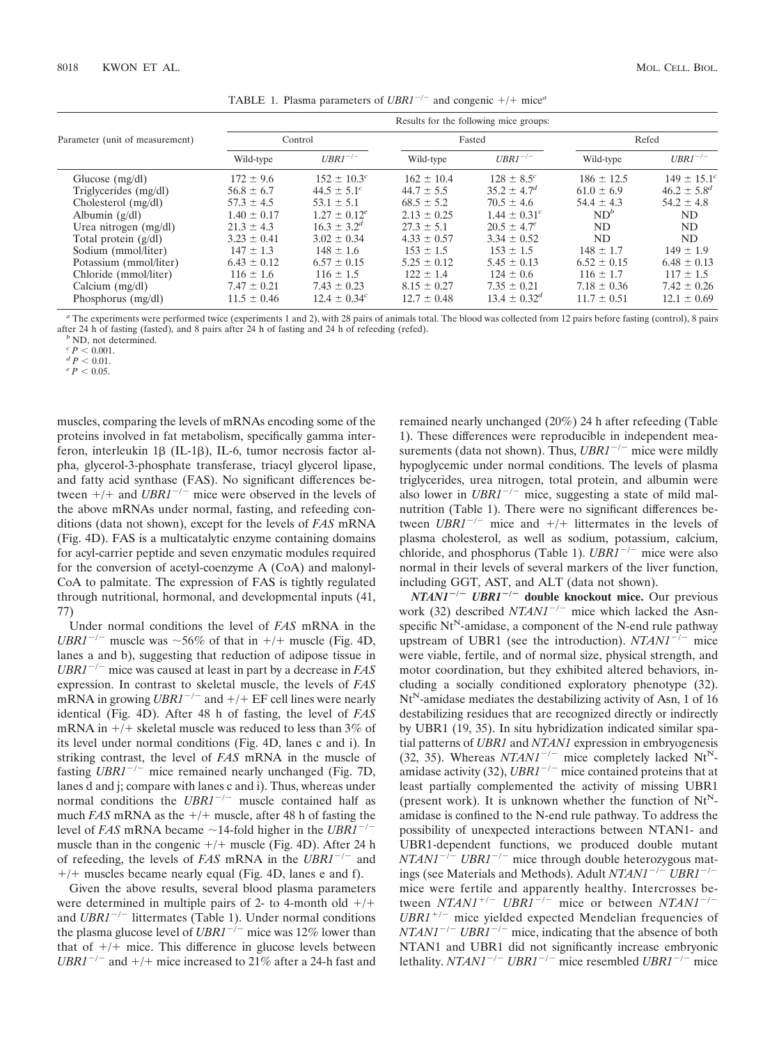TABLE 1. Plasma parameters of $UBR1^{-/-}$ and congenic +/+ mice[a]

| Parameter (unit of measurement) | Results for the following mice groups: | | | | | |
|---|---|---|---|---|---|---|
| | Control | | Fasted | | Refed | |
| | Wild-type | $UBR1^{-/-}$ | Wild-type | $UBR1^{-/-}$ | Wild-type | $UBR1^{-/-}$ |
| Glucose (mg/dl) | 172 ± 9.6 | 152 ± 10.3[c] | 162 ± 10.4 | 128 ± 8.5[c] | 186 ± 12.5 | 149 ± 15.1[c] |
| Triglycerides (mg/dl) | 56.8 ± 6.7 | 44.5 ± 5.1[c] | 44.7 ± 5.5 | 35.2 ± 4.7[d] | 61.0 ± 6.9 | 46.2 ± 5.8[d] |
| Cholesterol (mg/dl) | 57.3 ± 4.5 | 53.1 ± 5.1 | 68.5 ± 5.2 | 70.5 ± 4.6 | 54.4 ± 4.3 | 54.2 ± 4.8 |
| Albumin (g/dl) | 1.40 ± 0.17 | 1.27 ± 0.12[e] | 2.13 ± 0.25 | 1.44 ± 0.31[c] | ND[b] | ND |
| Urea nitrogen (mg/dl) | 21.3 ± 4.3 | 16.3 ± 3.2[d] | 27.3 ± 5.1 | 20.5 ± 4.7[e] | ND | ND |
| Total protein (g/dl) | 3.23 ± 0.41 | 3.02 ± 0.34 | 4.33 ± 0.57 | 3.34 ± 0.52 | ND | ND |
| Sodium (mmol/liter) | 147 ± 1.3 | 148 ± 1.6 | 153 ± 1.5 | 153 ± 1.5 | 148 ± 1.7 | 149 ± 1.9 |
| Potassium (mmol/liter) | 6.43 ± 0.12 | 6.57 ± 0.15 | 5.25 ± 0.12 | 5.45 ± 0.13 | 6.52 ± 0.15 | 6.48 ± 0.13 |
| Chloride (mmol/liter) | 116 ± 1.6 | 116 ± 1.5 | 122 ± 1.4 | 124 ± 0.6 | 116 ± 1.7 | 117 ± 1.5 |
| Calcium (mg/dl) | 7.47 ± 0.21 | 7.43 ± 0.23 | 8.15 ± 0.27 | 7.35 ± 0.21 | 7.18 ± 0.36 | 7.42 ± 0.26 |
| Phosphorus (mg/dl) | 11.5 ± 0.46 | 12.4 ± 0.34[c] | 12.7 ± 0.48 | 13.4 ± 0.32[d] | 11.7 ± 0.51 | 12.1 ± 0.69 |

[a] The experiments were performed twice (experiments 1 and 2), with 28 pairs of animals total. The blood was collected from 12 pairs before fasting (control), 8 pairs after 24 h of fasting (fasted), and 8 pairs after 24 h of fasting and 24 h of refeeding (refed).

[b] ND, not determined.

[c] $P < 0.001$.

[d] $P < 0.01$.

[e] $P < 0.05$.

muscles, comparing the levels of mRNAs encoding some of the proteins involved in fat metabolism, specifically gamma interferon, interleukin 1β (IL-1β), IL-6, tumor necrosis factor alpha, glycerol-3-phosphate transferase, triacyl glycerol lipase, and fatty acid synthase (FAS). No significant differences between +/+ and $UBR1^{-/-}$ mice were observed in the levels of the above mRNAs under normal, fasting, and refeeding conditions (data not shown), except for the levels of *FAS* mRNA (Fig. 4D). FAS is a multicatalytic enzyme containing domains for acyl-carrier peptide and seven enzymatic modules required for the conversion of acetyl-coenzyme A (CoA) and malonyl-CoA to palmitate. The expression of FAS is tightly regulated through nutritional, hormonal, and developmental inputs (41, 77)

Under normal conditions the level of *FAS* mRNA in the $UBR1^{-/-}$ muscle was ~56% of that in +/+ muscle (Fig. 4D, lanes a and b), suggesting that reduction of adipose tissue in $UBR1^{-/-}$ mice was caused at least in part by a decrease in *FAS* expression. In contrast to skeletal muscle, the levels of *FAS* mRNA in growing $UBR1^{-/-}$ and +/+ EF cell lines were nearly identical (Fig. 4D). After 48 h of fasting, the level of *FAS* mRNA in +/+ skeletal muscle was reduced to less than 3% of its level under normal conditions (Fig. 4D, lanes c and i). In striking contrast, the level of *FAS* mRNA in the muscle of fasting $UBR1^{-/-}$ mice remained nearly unchanged (Fig. 7D, lanes d and j; compare with lanes c and i). Thus, whereas under normal conditions the $UBR1^{-/-}$ muscle contained half as much *FAS* mRNA as the +/+ muscle, after 48 h of fasting the level of *FAS* mRNA became ~14-fold higher in the $UBR1^{-/-}$ muscle than in the congenic +/+ muscle (Fig. 4D). After 24 h of refeeding, the levels of *FAS* mRNA in the $UBR1^{-/-}$ and +/+ muscles became nearly equal (Fig. 4D, lanes e and f).

Given the above results, several blood plasma parameters were determined in multiple pairs of 2- to 4-month old +/+ and $UBR1^{-/-}$ littermates (Table 1). Under normal conditions the plasma glucose level of $UBR1^{-/-}$ mice was 12% lower than that of +/+ mice. This difference in glucose levels between $UBR1^{-/-}$ and +/+ mice increased to 21% after a 24-h fast and remained nearly unchanged (20%) 24 h after refeeding (Table 1). These differences were reproducible in independent measurements (data not shown). Thus, $UBR1^{-/-}$ mice were mildly hypoglycemic under normal conditions. The levels of plasma triglycerides, urea nitrogen, total protein, and albumin were also lower in $UBR1^{-/-}$ mice, suggesting a state of mild malnutrition (Table 1). There were no significant differences between $UBR1^{-/-}$ mice and +/+ littermates in the levels of plasma cholesterol, as well as sodium, potassium, calcium, chloride, and phosphorus (Table 1). $UBR1^{-/-}$ mice were also normal in their levels of several markers of the liver function, including GGT, AST, and ALT (data not shown).

***$NTAN1^{-/-}$ $UBR1^{-/-}$* double knockout mice.** Our previous work (32) described $NTAN1^{-/-}$ mice which lacked the Asn-specific $Nt^N$-amidase, a component of the N-end rule pathway upstream of UBR1 (see the introduction). $NTAN1^{-/-}$ mice were viable, fertile, and of normal size, physical strength, and motor coordination, but they exhibited altered behaviors, including a socially conditioned exploratory phenotype (32). $Nt^N$-amidase mediates the destabilizing activity of Asn, 1 of 16 destabilizing residues that are recognized directly or indirectly by UBR1 (19, 35). In situ hybridization indicated similar spatial patterns of *UBR1* and *NTAN1* expression in embryogenesis (32, 35). Whereas $NTAN1^{-/-}$ mice completely lacked $Nt^N$-amidase activity (32), $UBR1^{-/-}$ mice contained proteins that at least partially complemented the activity of missing UBR1 (present work). It is unknown whether the function of $Nt^N$-amidase is confined to the N-end rule pathway. To address the possibility of unexpected interactions between NTAN1- and UBR1-dependent functions, we produced double mutant $NTAN1^{-/-}$ $UBR1^{-/-}$ mice through double heterozygous matings (see Materials and Methods). Adult $NTAN1^{-/-}$ $UBR1^{-/-}$ mice were fertile and apparently healthy. Intercrosses between $NTAN1^{+/-}$ $UBR1^{-/-}$ mice or between $NTAN1^{-/-}$ $UBR1^{+/-}$ mice yielded expected Mendelian frequencies of $NTAN1^{-/-}$ $UBR1^{-/-}$ mice, indicating that the absence of both NTAN1 and UBR1 did not significantly increase embryonic lethality. $NTAN1^{-/-}$ $UBR1^{-/-}$ mice resembled $UBR1^{-/-}$ mice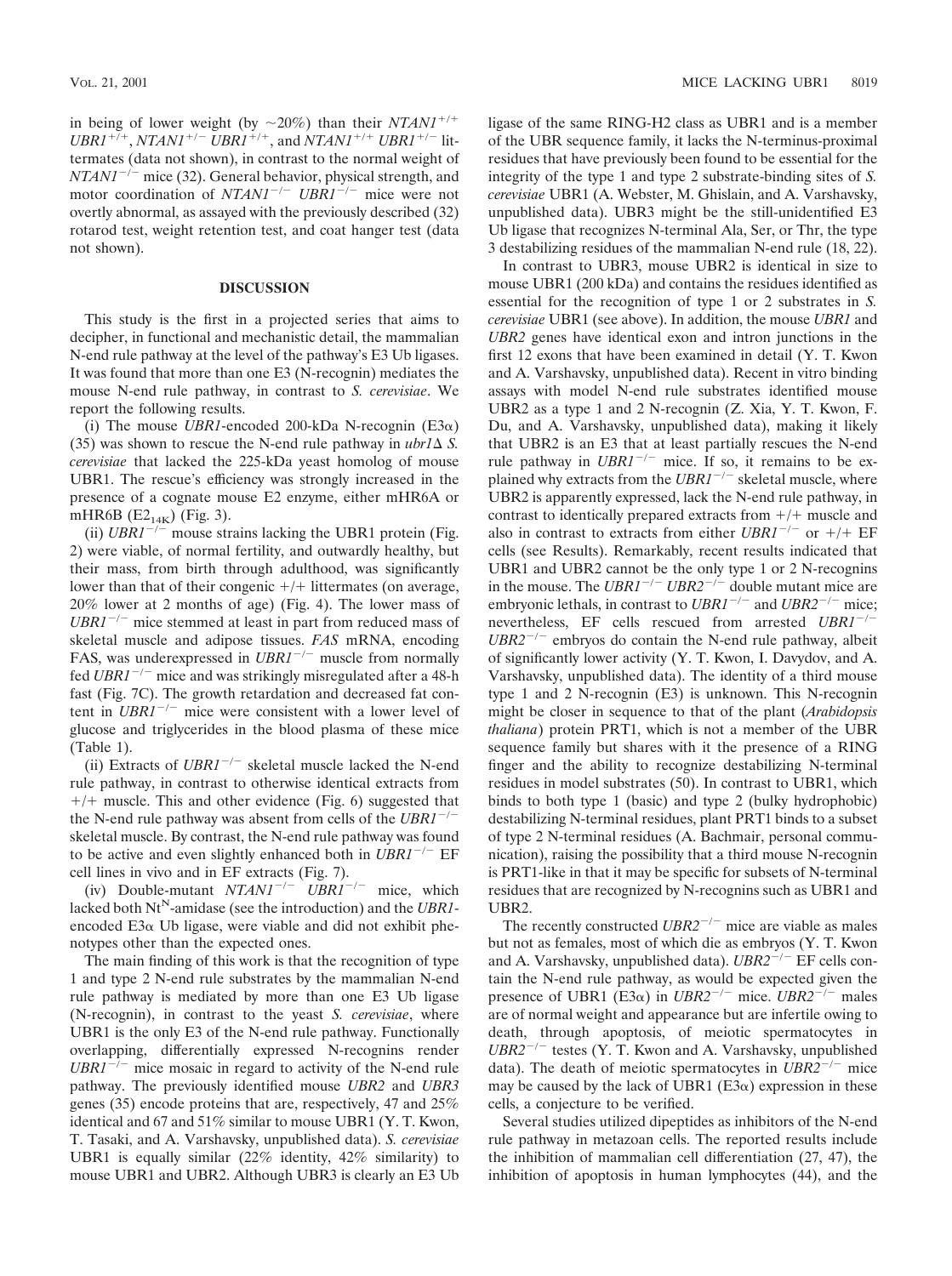in being of lower weight (by ~20%) than their $NTAN1^{+/+}$ $UBR1^{+/+}$, $NTAN1^{+/-}$ $UBR1^{+/+}$, and $NTAN1^{+/+}$ $UBR1^{+/-}$ littermates (data not shown), in contrast to the normal weight of $NTAN1^{-/-}$ mice (32). General behavior, physical strength, and motor coordination of $NTAN1^{-/-}$ $UBR1^{-/-}$ mice were not overtly abnormal, as assayed with the previously described (32) rotarod test, weight retention test, and coat hanger test (data not shown).

## DISCUSSION

This study is the first in a projected series that aims to decipher, in functional and mechanistic detail, the mammalian N-end rule pathway at the level of the pathway's E3 Ub ligases. It was found that more than one E3 (N-recognin) mediates the mouse N-end rule pathway, in contrast to *S. cerevisiae*. We report the following results.

(i) The mouse *UBR1*-encoded 200-kDa N-recognin (E3α) (35) was shown to rescue the N-end rule pathway in *ubr1*Δ *S. cerevisiae* that lacked the 225-kDa yeast homolog of mouse UBR1. The rescue's efficiency was strongly increased in the presence of a cognate mouse E2 enzyme, either mHR6A or mHR6B ($E2_{14K}$) (Fig. 3).

(ii) $UBR1^{-/-}$ mouse strains lacking the UBR1 protein (Fig. 2) were viable, of normal fertility, and outwardly healthy, but their mass, from birth through adulthood, was significantly lower than that of their congenic +/+ littermates (on average, 20% lower at 2 months of age) (Fig. 4). The lower mass of $UBR1^{-/-}$ mice stemmed at least in part from reduced mass of skeletal muscle and adipose tissues. *FAS* mRNA, encoding FAS, was underexpressed in $UBR1^{-/-}$ muscle from normally fed $UBR1^{-/-}$ mice and was strikingly misregulated after a 48-h fast (Fig. 7C). The growth retardation and decreased fat content in $UBR1^{-/-}$ mice were consistent with a lower level of glucose and triglycerides in the blood plasma of these mice (Table 1).

(ii) Extracts of $UBR1^{-/-}$ skeletal muscle lacked the N-end rule pathway, in contrast to otherwise identical extracts from +/+ muscle. This and other evidence (Fig. 6) suggested that the N-end rule pathway was absent from cells of the $UBR1^{-/-}$ skeletal muscle. By contrast, the N-end rule pathway was found to be active and even slightly enhanced both in $UBR1^{-/-}$ EF cell lines in vivo and in EF extracts (Fig. 7).

(iv) Double-mutant $NTAN1^{-/-}$ $UBR1^{-/-}$ mice, which lacked both $Nt^N$-amidase (see the introduction) and the *UBR1*-encoded E3α Ub ligase, were viable and did not exhibit phenotypes other than the expected ones.

The main finding of this work is that the recognition of type 1 and type 2 N-end rule substrates by the mammalian N-end rule pathway is mediated by more than one E3 Ub ligase (N-recognin), in contrast to the yeast *S. cerevisiae*, where UBR1 is the only E3 of the N-end rule pathway. Functionally overlapping, differentially expressed N-recognins render $UBR1^{-/-}$ mice mosaic in regard to activity of the N-end rule pathway. The previously identified mouse *UBR2* and *UBR3* genes (35) encode proteins that are, respectively, 47 and 25% identical and 67 and 51% similar to mouse UBR1 (Y. T. Kwon, T. Tasaki, and A. Varshavsky, unpublished data). *S. cerevisiae* UBR1 is equally similar (22% identity, 42% similarity) to mouse UBR1 and UBR2. Although UBR3 is clearly an E3 Ub ligase of the same RING-H2 class as UBR1 and is a member of the UBR sequence family, it lacks the N-terminus-proximal residues that have previously been found to be essential for the integrity of the type 1 and type 2 substrate-binding sites of *S. cerevisiae* UBR1 (A. Webster, M. Ghislain, and A. Varshavsky, unpublished data). UBR3 might be the still-unidentified E3 Ub ligase that recognizes N-terminal Ala, Ser, or Thr, the type 3 destabilizing residues of the mammalian N-end rule (18, 22).

In contrast to UBR3, mouse UBR2 is identical in size to mouse UBR1 (200 kDa) and contains the residues identified as essential for the recognition of type 1 or 2 substrates in *S. cerevisiae* UBR1 (see above). In addition, the mouse *UBR1* and *UBR2* genes have identical exon and intron junctions in the first 12 exons that have been examined in detail (Y. T. Kwon and A. Varshavsky, unpublished data). Recent in vitro binding assays with model N-end rule substrates identified mouse UBR2 as a type 1 and 2 N-recognin (Z. Xia, Y. T. Kwon, F. Du, and A. Varshavsky, unpublished data), making it likely that UBR2 is an E3 that at least partially rescues the N-end rule pathway in $UBR1^{-/-}$ mice. If so, it remains to be explained why extracts from the $UBR1^{-/-}$ skeletal muscle, where UBR2 is apparently expressed, lack the N-end rule pathway, in contrast to identically prepared extracts from +/+ muscle and also in contrast to extracts from either $UBR1^{-/-}$ or +/+ EF cells (see Results). Remarkably, recent results indicated that UBR1 and UBR2 cannot be the only type 1 or 2 N-recognins in the mouse. The $UBR1^{-/-}$ $UBR2^{-/-}$ double mutant mice are embryonic lethals, in contrast to $UBR1^{-/-}$ and $UBR2^{-/-}$ mice; nevertheless, EF cells rescued from arrested $UBR1^{-/-}$ $UBR2^{-/-}$ embryos do contain the N-end rule pathway, albeit of significantly lower activity (Y. T. Kwon, I. Davydov, and A. Varshavsky, unpublished data). The identity of a third mouse type 1 and 2 N-recognin (E3) is unknown. This N-recognin might be closer in sequence to that of the plant (*Arabidopsis thaliana*) protein PRT1, which is not a member of the UBR sequence family but shares with it the presence of a RING finger and the ability to recognize destabilizing N-terminal residues in model substrates (50). In contrast to UBR1, which binds to both type 1 (basic) and type 2 (bulky hydrophobic) destabilizing N-terminal residues, plant PRT1 binds to a subset of type 2 N-terminal residues (A. Bachmair, personal communication), raising the possibility that a third mouse N-recognin is PRT1-like in that it may be specific for subsets of N-terminal residues that are recognized by N-recognins such as UBR1 and UBR2.

The recently constructed $UBR2^{-/-}$ mice are viable as males but not as females, most of which die as embryos (Y. T. Kwon and A. Varshavsky, unpublished data). $UBR2^{-/-}$ EF cells contain the N-end rule pathway, as would be expected given the presence of UBR1 (E3α) in $UBR2^{-/-}$ mice. $UBR2^{-/-}$ males are of normal weight and appearance but are infertile owing to death, through apoptosis, of meiotic spermatocytes in $UBR2^{-/-}$ testes (Y. T. Kwon and A. Varshavsky, unpublished data). The death of meiotic spermatocytes in $UBR2^{-/-}$ mice may be caused by the lack of UBR1 (E3α) expression in these cells, a conjecture to be verified.

Several studies utilized dipeptides as inhibitors of the N-end rule pathway in metazoan cells. The reported results include the inhibition of mammalian cell differentiation (27, 47), the inhibition of apoptosis in human lymphocytes (44), and the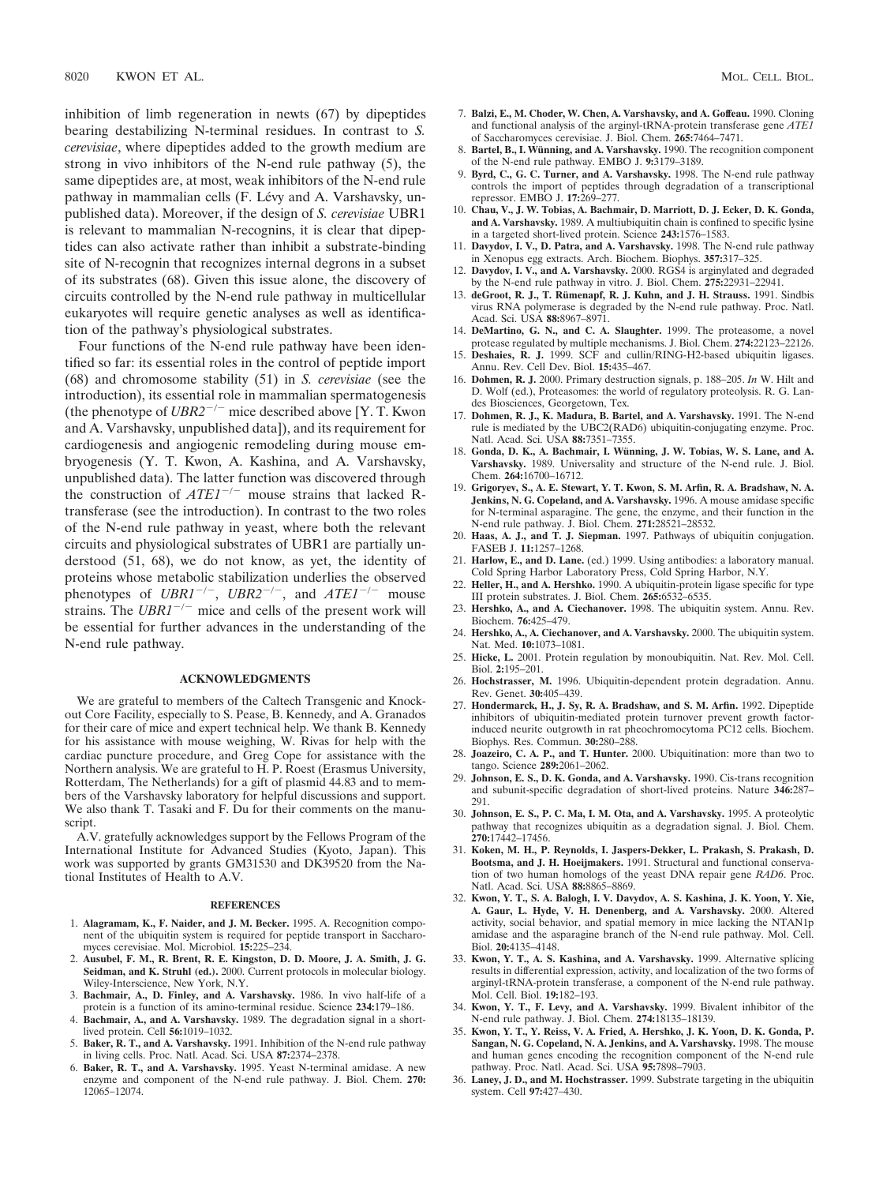inhibition of limb regeneration in newts (67) by dipeptides bearing destabilizing N-terminal residues. In contrast to *S. cerevisiae*, where dipeptides added to the growth medium are strong in vivo inhibitors of the N-end rule pathway (5), the same dipeptides are, at most, weak inhibitors of the N-end rule pathway in mammalian cells (F. Lévy and A. Varshavsky, unpublished data). Moreover, if the design of *S. cerevisiae* UBR1 is relevant to mammalian N-recognins, it is clear that dipeptides can also activate rather than inhibit a substrate-binding site of N-recognin that recognizes internal degrons in a subset of its substrates (68). Given this issue alone, the discovery of circuits controlled by the N-end rule pathway in multicellular eukaryotes will require genetic analyses as well as identification of the pathway's physiological substrates.

Four functions of the N-end rule pathway have been identified so far: its essential roles in the control of peptide import (68) and chromosome stability (51) in *S. cerevisiae* (see the introduction), its essential role in mammalian spermatogenesis (the phenotype of $UBR2^{-/-}$ mice described above [Y. T. Kwon and A. Varshavsky, unpublished data]), and its requirement for cardiogenesis and angiogenic remodeling during mouse embryogenesis (Y. T. Kwon, A. Kashina, and A. Varshavsky, unpublished data). The latter function was discovered through the construction of $ATE1^{-/-}$ mouse strains that lacked R-transferase (see the introduction). In contrast to the two roles of the N-end rule pathway in yeast, where both the relevant circuits and physiological substrates of UBR1 are partially understood (51, 68), we do not know, as yet, the identity of proteins whose metabolic stabilization underlies the observed phenotypes of $UBR1^{-/-}$, $UBR2^{-/-}$, and $ATE1^{-/-}$ mouse strains. The $UBR1^{-/-}$ mice and cells of the present work will be essential for further advances in the understanding of the N-end rule pathway.

## ACKNOWLEDGMENTS

We are grateful to members of the Caltech Transgenic and Knockout Core Facility, especially to S. Pease, B. Kennedy, and A. Granados for their care of mice and expert technical help. We thank B. Kennedy for his assistance with mouse weighing, W. Rivas for help with the cardiac puncture procedure, and Greg Cope for assistance with the Northern analysis. We are grateful to H. P. Roest (Erasmus University, Rotterdam, The Netherlands) for a gift of plasmid 44.83 and to members of the Varshavsky laboratory for helpful discussions and support. We also thank T. Tasaki and F. Du for their comments on the manuscript.

A.V. gratefully acknowledges support by the Fellows Program of the International Institute for Advanced Studies (Kyoto, Japan). This work was supported by grants GM31530 and DK39520 from the National Institutes of Health to A.V.

## REFERENCES

1. **Alagramam, K., F. Naider, and J. M. Becker.** 1995. A. Recognition component of the ubiquitin system is required for peptide transport in Saccharomyces cerevisiae. Mol. Microbiol. **15:**225–234.
2. **Ausubel, F. M., R. Brent, R. E. Kingston, D. D. Moore, J. A. Smith, J. G. Seidman, and K. Struhl (ed.).** 2000. Current protocols in molecular biology. Wiley-Interscience, New York, N.Y.
3. **Bachmair, A., D. Finley, and A. Varshavsky.** 1986. In vivo half-life of a protein is a function of its amino-terminal residue. Science **234:**179–186.
4. **Bachmair, A., and A. Varshavsky.** 1989. The degradation signal in a short-lived protein. Cell **56:**1019–1032.
5. **Baker, R. T., and A. Varshavsky.** 1991. Inhibition of the N-end rule pathway in living cells. Proc. Natl. Acad. Sci. USA **87:**2374–2378.
6. **Baker, R. T., and A. Varshavsky.** 1995. Yeast N-terminal amidase. A new enzyme and component of the N-end rule pathway. J. Biol. Chem. **270:** 12065–12074.
7. **Balzi, E., M. Choder, W. Chen, A. Varshavsky, and A. Goffeau.** 1990. Cloning and functional analysis of the arginyl-tRNA-protein transferase gene *ATE1* of Saccharomyces cerevisiae. J. Biol. Chem. **265:**7464–7471.
8. **Bartel, B., I. Wünning, and A. Varshavsky.** 1990. The recognition component of the N-end rule pathway. EMBO J. **9:**3179–3189.
9. **Byrd, C., G. C. Turner, and A. Varshavsky.** 1998. The N-end rule pathway controls the import of peptides through degradation of a transcriptional repressor. EMBO J. **17:**269–277.
10. **Chau, V., J. W. Tobias, A. Bachmair, D. Marriott, D. J. Ecker, D. K. Gonda, and A. Varshavsky.** 1989. A multiubiquitin chain is confined to specific lysine in a targeted short-lived protein. Science **243:**1576–1583.
11. **Davydov, I. V., D. Patra, and A. Varshavsky.** 1998. The N-end rule pathway in Xenopus egg extracts. Arch. Biochem. Biophys. **357:**317–325.
12. **Davydov, I. V., and A. Varshavsky.** 2000. RGS4 is arginylated and degraded by the N-end rule pathway in vitro. J. Biol. Chem. **275:**22931–22941.
13. **deGroot, R. J., T. Rümenapf, R. J. Kuhn, and J. H. Strauss.** 1991. Sindbis virus RNA polymerase is degraded by the N-end rule pathway. Proc. Natl. Acad. Sci. USA **88:**8967–8971.
14. **DeMartino, G. N., and C. A. Slaughter.** 1999. The proteasome, a novel protease regulated by multiple mechanisms. J. Biol. Chem. **274:**22123–22126.
15. **Deshaies, R. J.** 1999. SCF and cullin/RING-H2-based ubiquitin ligases. Annu. Rev. Cell Dev. Biol. **15:**435–467.
16. **Dohmen, R. J.** 2000. Primary destruction signals, p. 188–205. *In* W. Hilt and D. Wolf (ed.), Proteasomes: the world of regulatory proteolysis. R. G. Landes Biosciences, Georgetown, Tex.
17. **Dohmen, R. J., K. Madura, B. Bartel, and A. Varshavsky.** 1991. The N-end rule is mediated by the UBC2(RAD6) ubiquitin-conjugating enzyme. Proc. Natl. Acad. Sci. USA **88:**7351–7355.
18. **Gonda, D. K., A. Bachmair, I. Wünning, J. W. Tobias, W. S. Lane, and A. Varshavsky.** 1989. Universality and structure of the N-end rule. J. Biol. Chem. **264:**16700–16712.
19. **Grigoryev, S., A. E. Stewart, Y. T. Kwon, S. M. Arfin, R. A. Bradshaw, N. A. Jenkins, N. G. Copeland, and A. Varshavsky.** 1996. A mouse amidase specific for N-terminal asparagine. The gene, the enzyme, and their function in the N-end rule pathway. J. Biol. Chem. **271:**28521–28532.
20. **Haas, A. J., and T. J. Siepman.** 1997. Pathways of ubiquitin conjugation. FASEB J. **11:**1257–1268.
21. **Harlow, E., and D. Lane.** (ed.) 1999. Using antibodies: a laboratory manual. Cold Spring Harbor Laboratory Press, Cold Spring Harbor, N.Y.
22. **Heller, H., and A. Hershko.** 1990. A ubiquitin-protein ligase specific for type III protein substrates. J. Biol. Chem. **265:**6532–6535.
23. **Hershko, A., and A. Ciechanover.** 1998. The ubiquitin system. Annu. Rev. Biochem. **76:**425–479.
24. **Hershko, A., A. Ciechanover, and A. Varshavsky.** 2000. The ubiquitin system. Nat. Med. **10:**1073–1081.
25. **Hicke, L.** 2001. Protein regulation by monoubiquitin. Nat. Rev. Mol. Cell. Biol. **2:**195–201.
26. **Hochstrasser, M.** 1996. Ubiquitin-dependent protein degradation. Annu. Rev. Genet. **30:**405–439.
27. **Hondermarck, H., J. Sy, R. A. Bradshaw, and S. M. Arfin.** 1992. Dipeptide inhibitors of ubiquitin-mediated protein turnover prevent growth factor-induced neurite outgrowth in rat pheochromocytoma PC12 cells. Biochem. Biophys. Res. Commun. **30:**280–288.
28. **Joazeiro, C. A. P., and T. Hunter.** 2000. Ubiquitination: more than two to tango. Science **289:**2061–2062.
29. **Johnson, E. S., D. K. Gonda, and A. Varshavsky.** 1990. Cis-trans recognition and subunit-specific degradation of short-lived proteins. Nature **346:**287–291.
30. **Johnson, E. S., P. C. Ma, I. M. Ota, and A. Varshavsky.** 1995. A proteolytic pathway that recognizes ubiquitin as a degradation signal. J. Biol. Chem. **270:**17442–17456.
31. **Koken, M. H., P. Reynolds, I. Jaspers-Dekker, L. Prakash, S. Prakash, D. Bootsma, and J. H. Hoeijmakers.** 1991. Structural and functional conservation of two human homologs of the yeast DNA repair gene *RAD6*. Proc. Natl. Acad. Sci. USA **88:**8865–8869.
32. **Kwon, Y. T., S. A. Balogh, I. V. Davydov, A. S. Kashina, J. K. Yoon, Y. Xie, A. Gaur, L. Hyde, V. H. Denenberg, and A. Varshavsky.** 2000. Altered activity, social behavior, and spatial memory in mice lacking the NTAN1p amidase and the asparagine branch of the N-end rule pathway. Mol. Cell. Biol. **20:**4135–4148.
33. **Kwon, Y. T., A. S. Kashina, and A. Varshavsky.** 1999. Alternative splicing results in differential expression, activity, and localization of the two forms of arginyl-tRNA-protein transferase, a component of the N-end rule pathway. Mol. Cell. Biol. **19:**182–193.
34. **Kwon, Y. T., F. Levy, and A. Varshavsky.** 1999. Bivalent inhibitor of the N-end rule pathway. J. Biol. Chem. **274:**18135–18139.
35. **Kwon, Y. T., Y. Reiss, V. A. Fried, A. Hershko, J. K. Yoon, D. K. Gonda, P. Sangan, N. G. Copeland, N. A. Jenkins, and A. Varshavsky.** 1998. The mouse and human genes encoding the recognition component of the N-end rule pathway. Proc. Natl. Acad. Sci. USA **95:**7898–7903.
36. **Laney, J. D., and M. Hochstrasser.** 1999. Substrate targeting in the ubiquitin system. Cell **97:**427–430.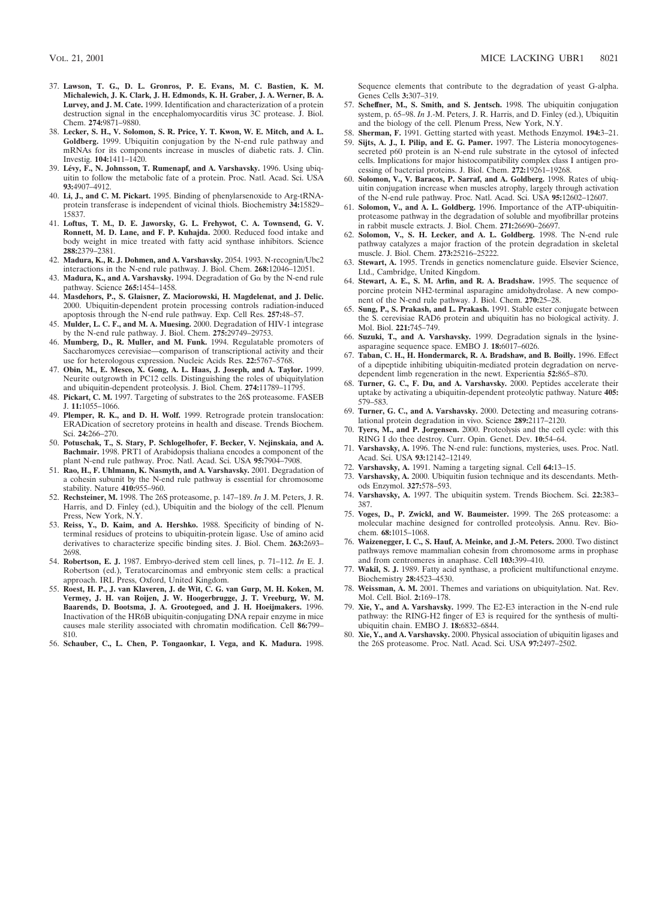37. **Lawson, T. G., D. L. Gronros, P. E. Evans, M. C. Bastien, K. M. Michalewich, J. K. Clark, J. H. Edmonds, K. H. Graber, J. A. Werner, B. A. Lurvey, and J. M. Cate.** 1999. Identification and characterization of a protein destruction signal in the encephalomyocarditis virus 3C protease. J. Biol. Chem. **274:**9871–9880.
38. **Lecker, S. H., V. Solomon, S. R. Price, Y. T. Kwon, W. E. Mitch, and A. L. Goldberg.** 1999. Ubiquitin conjugation by the N-end rule pathway and mRNAs for its components increase in muscles of diabetic rats. J. Clin. Investig. **104:**1411–1420.
39. **Lévy, F., N. Johnsson, T. Rumenapf, and A. Varshavsky.** 1996. Using ubiquitin to follow the metabolic fate of a protein. Proc. Natl. Acad. Sci. USA **93:**4907–4912.
40. **Li, J., and C. M. Pickart.** 1995. Binding of phenylarsenoxide to Arg-tRNA-protein transferase is independent of vicinal thiols. Biochemistry **34:**15829–15837.
41. **Loftus, T. M., D. E. Jaworsky, G. L. Frehywot, C. A. Townsend, G. V. Ronnett, M. D. Lane, and F. P. Kuhajda.** 2000. Reduced food intake and body weight in mice treated with fatty acid synthase inhibitors. Science **288:**2379–2381.
42. **Madura, K., R. J. Dohmen, and A. Varshavsky.** 2054. 1993. N-recognin/Ubc2 interactions in the N-end rule pathway. J. Biol. Chem. **268:**12046–12051.
43. **Madura, K., and A. Varshavsky.** 1994. Degradation of Gα by the N-end rule pathway. Science **265:**1454–1458.
44. **Masdehors, P., S. Glaisner, Z. Maciorowski, H. Magdelenat, and J. Delic.** 2000. Ubiquitin-dependent protein processing controls radiation-induced apoptosis through the N-end rule pathway. Exp. Cell Res. **257:**48–57.
45. **Mulder, L. C. F., and M. A. Muesing.** 2000. Degradation of HIV-1 integrase by the N-end rule pathway. J. Biol. Chem. **275:**29749–29753.
46. **Mumberg, D., R. Muller, and M. Funk.** 1994. Regulatable promoters of Saccharomyces cerevisiae—comparison of transcriptional activity and their use for heterologous expression. Nucleic Acids Res. **22:**5767–5768.
47. **Obin, M., E. Mesco, X. Gong, A. L. Haas, J. Joseph, and A. Taylor.** 1999. Neurite outgrowth in PC12 cells. Distinguishing the roles of ubiquitylation and ubiquitin-dependent proteolysis. J. Biol. Chem. **274:**11789–11795.
48. **Pickart, C. M.** 1997. Targeting of substrates to the 26S proteasome. FASEB J. **11:**1055–1066.
49. **Plemper, R. K., and D. H. Wolf.** 1999. Retrograde protein translocation: ERADication of secretory proteins in health and disease. Trends Biochem. Sci. **24:**266–270.
50. **Potuschak, T., S. Stary, P. Schlogelhofer, F. Becker, V. Nejinskaia, and A. Bachmair.** 1998. PRT1 of Arabidopsis thaliana encodes a component of the plant N-end rule pathway. Proc. Natl. Acad. Sci. USA **95:**7904–7908.
51. **Rao, H., F. Uhlmann, K. Nasmyth, and A. Varshavsky.** 2001. Degradation of a cohesin subunit by the N-end rule pathway is essential for chromosome stability. Nature **410:**955–960.
52. **Rechsteiner, M.** 1998. The 26S proteasome, p. 147–189. *In* J. M. Peters, J. R. Harris, and D. Finley (ed.), Ubiquitin and the biology of the cell. Plenum Press, New York, N.Y.
53. **Reiss, Y., D. Kaim, and A. Hershko.** 1988. Specificity of binding of N-terminal residues of proteins to ubiquitin-protein ligase. Use of amino acid derivatives to characterize specific binding sites. J. Biol. Chem. **263:**2693–2698.
54. **Robertson, E. J.** 1987. Embryo-derived stem cell lines, p. 71–112. *In* E. J. Robertson (ed.), Teratocarcinomas and embryonic stem cells: a practical approach. IRL Press, Oxford, United Kingdom.
55. **Roest, H. P., J. van Klaveren, J. de Wit, C. G. van Gurp, M. H. Koken, M. Vermey, J. H. van Roijen, J. W. Hoogerbrugge, J. T. Vreeburg, W. M. Baarends, D. Bootsma, J. A. Grootegoed, and J. H. Hoeijmakers.** 1996. Inactivation of the HR6B ubiquitin-conjugating DNA repair enzyme in mice causes male sterility associated with chromatin modification. Cell **86:**799–810.
56. **Schauber, C., L. Chen, P. Tongaonkar, I. Vega, and K. Madura.** 1998. Sequence elements that contribute to the degradation of yeast G-alpha. Genes Cells **3:**307–319.
57. **Scheffner, M., S. Smith, and S. Jentsch.** 1998. The ubiquitin conjugation system, p. 65–98. *In* J.-M. Peters, J. R. Harris, and D. Finley (ed.), Ubiquitin and the biology of the cell. Plenum Press, New York, N.Y.
58. **Sherman, F.** 1991. Getting started with yeast. Methods Enzymol. **194:**3–21.
59. **Sijts, A. J., I. Pilip, and E. G. Pamer.** 1997. The Listeria monocytogenes-secreted p60 protein is an N-end rule substrate in the cytosol of infected cells. Implications for major histocompatibility complex class I antigen processing of bacterial proteins. J. Biol. Chem. **272:**19261–19268.
60. **Solomon, V., V. Baracos, P. Sarraf, and A. Goldberg.** 1998. Rates of ubiquitin conjugation increase when muscles atrophy, largely through activation of the N-end rule pathway. Proc. Natl. Acad. Sci. USA **95:**12602–12607.
61. **Solomon, V., and A. L. Goldberg.** 1996. Importance of the ATP-ubiquitin-proteasome pathway in the degradation of soluble and myofibrillar proteins in rabbit muscle extracts. J. Biol. Chem. **271:**26690–26697.
62. **Solomon, V., S. H. Lecker, and A. L. Goldberg.** 1998. The N-end rule pathway catalyzes a major fraction of the protein degradation in skeletal muscle. J. Biol. Chem. **273:**25216–25222.
63. **Stewart, A.** 1995. Trends in genetics nomenclature guide. Elsevier Science, Ltd., Cambridge, United Kingdom.
64. **Stewart, A. E., S. M. Arfin, and R. A. Bradshaw.** 1995. The sequence of porcine protein NH2-terminal asparagine amidohydrolase. A new component of the N-end rule pathway. J. Biol. Chem. **270:**25–28.
65. **Sung, P., S. Prakash, and L. Prakash.** 1991. Stable ester conjugate between the S. cerevisiae RAD6 protein and ubiquitin has no biological activity. J. Mol. Biol. **221:**745–749.
66. **Suzuki, T., and A. Varshavsky.** 1999. Degradation signals in the lysine-asparagine sequence space. EMBO J. **18:**6017–6026.
67. **Taban, C. H., H. Hondermarck, R. A. Bradshaw, and B. Boilly.** 1996. Effect of a dipeptide inhibiting ubiquitin-mediated protein degradation on nerve-dependent limb regeneration in the newt. Experientia **52:**865–870.
68. **Turner, G. C., F. Du, and A. Varshavsky.** 2000. Peptides accelerate their uptake by activating a ubiquitin-dependent proteolytic pathway. Nature **405:** 579–583.
69. **Turner, G. C., and A. Varshavsky.** 2000. Detecting and measuring cotranslational protein degradation in vivo. Science **289:**2117–2120.
70. **Tyers, M., and P. Jorgensen.** 2000. Proteolysis and the cell cycle: with this RING I do thee destroy. Curr. Opin. Genet. Dev. **10:**54–64.
71. **Varshavsky, A.** 1996. The N-end rule: functions, mysteries, uses. Proc. Natl. Acad. Sci. USA **93:**12142–12149.
72. **Varshavsky, A.** 1991. Naming a targeting signal. Cell **64:**13–15.
73. **Varshavsky, A.** 2000. Ubiquitin fusion technique and its descendants. Methods Enzymol. **327:**578–593.
74. **Varshavsky, A.** 1997. The ubiquitin system. Trends Biochem. Sci. **22:**383–387.
75. **Voges, D., P. Zwickl, and W. Baumeister.** 1999. The 26S proteasome: a molecular machine designed for controlled proteolysis. Annu. Rev. Biochem. **68:**1015–1068.
76. **Waizenegger, I. C., S. Hauf, A. Meinke, and J.-M. Peters.** 2000. Two distinct pathways remove mammalian cohesin from chromosome arms in prophase and from centromeres in anaphase. Cell **103:**399–410.
77. **Wakil, S. J.** 1989. Fatty acid synthase, a proficient multifunctional enzyme. Biochemistry **28:**4523–4530.
78. **Weissman, A. M.** 2001. Themes and variations on ubiquitylation. Nat. Rev. Mol. Cell. Biol. **2:**169–178.
79. **Xie, Y., and A. Varshavsky.** 1999. The E2-E3 interaction in the N-end rule pathway: the RING-H2 finger of E3 is required for the synthesis of multiubiquitin chain. EMBO J. **18:**6832–6844.
80. **Xie, Y., and A. Varshavsky.** 2000. Physical association of ubiquitin ligases and the 26S proteasome. Proc. Natl. Acad. Sci. USA **97:**2497–2502.